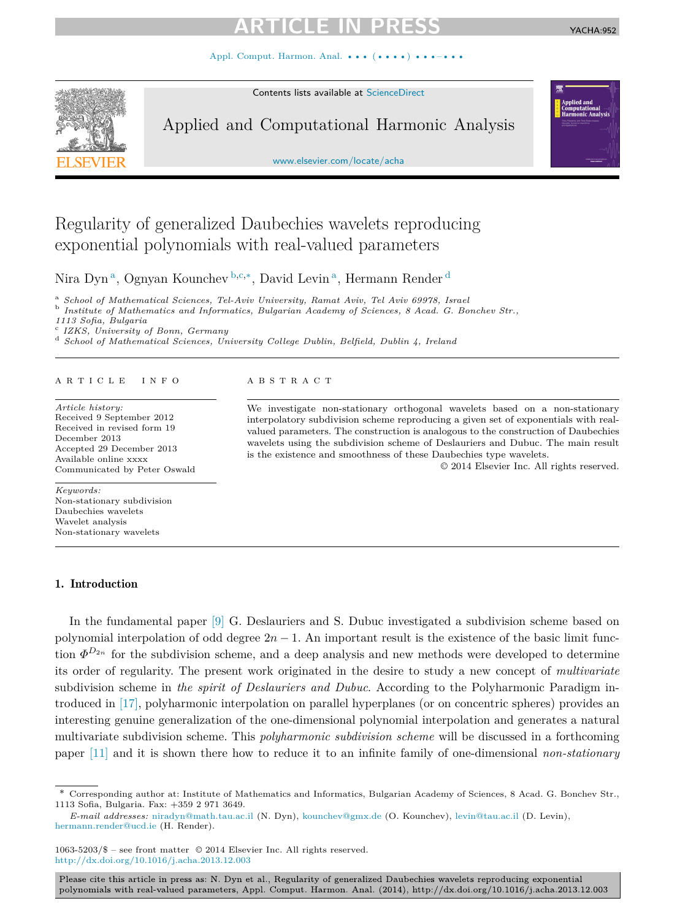# Regularity of generalized Daubechies wavelets reproducing exponential polynomials with real-valued parameters

Nira Dyn [a], Ognyan Kounchev [b,c,*], David Levin [a], Hermann Render [d]

[a] School of Mathematical Sciences, Tel-Aviv University, Ramat Aviv, Tel Aviv 69978, Israel
[b] Institute of Mathematics and Informatics, Bulgarian Academy of Sciences, 8 Acad. G. Bonchev Str., 1113 Sofia, Bulgaria
[c] IZKS, University of Bonn, Germany
[d] School of Mathematical Sciences, University College Dublin, Belfield, Dublin 4, Ireland

ARTICLE INFO

*Article history:*
Received 9 September 2012
Received in revised form 19 December 2013
Accepted 29 December 2013
Available online xxxx
Communicated by Peter Oswald

*Keywords:*
Non-stationary subdivision
Daubechies wavelets
Wavelet analysis
Non-stationary wavelets

ABSTRACT

We investigate non-stationary orthogonal wavelets based on a non-stationary interpolatory subdivision scheme reproducing a given set of exponentials with real-valued parameters. The construction is analogous to the construction of Daubechies wavelets using the subdivision scheme of Deslauriers and Dubuc. The main result is the existence and smoothness of these Daubechies type wavelets.

© 2014 Elsevier Inc. All rights reserved.

## 1. Introduction

In the fundamental paper [9] G. Deslauriers and S. Dubuc investigated a subdivision scheme based on polynomial interpolation of odd degree $2n-1$. An important result is the existence of the basic limit function $\Phi^{D_{2n}}$ for the subdivision scheme, and a deep analysis and new methods were developed to determine its order of regularity. The present work originated in the desire to study a new concept of *multivariate* subdivision scheme in *the spirit of Deslauriers and Dubuc*. According to the Polyharmonic Paradigm introduced in [17], polyharmonic interpolation on parallel hyperplanes (or on concentric spheres) provides an interesting genuine generalization of the one-dimensional polynomial interpolation and generates a natural multivariate subdivision scheme. This *polyharmonic subdivision scheme* will be discussed in a forthcoming paper [11] and it is shown there how to reduce it to an infinite family of one-dimensional *non-stationary*

* Corresponding author at: Institute of Mathematics and Informatics, Bulgarian Academy of Sciences, 8 Acad. G. Bonchev Str., 1113 Sofia, Bulgaria. Fax: +359 2 971 3649.

*E-mail addresses:* niradyn@math.tau.ac.il (N. Dyn), kounchev@gmx.de (O. Kounchev), levin@tau.ac.il (D. Levin), hermann.render@ucd.ie (H. Render).

1063-5203/$ – see front matter © 2014 Elsevier Inc. All rights reserved.
http://dx.doi.org/10.1016/j.acha.2013.12.003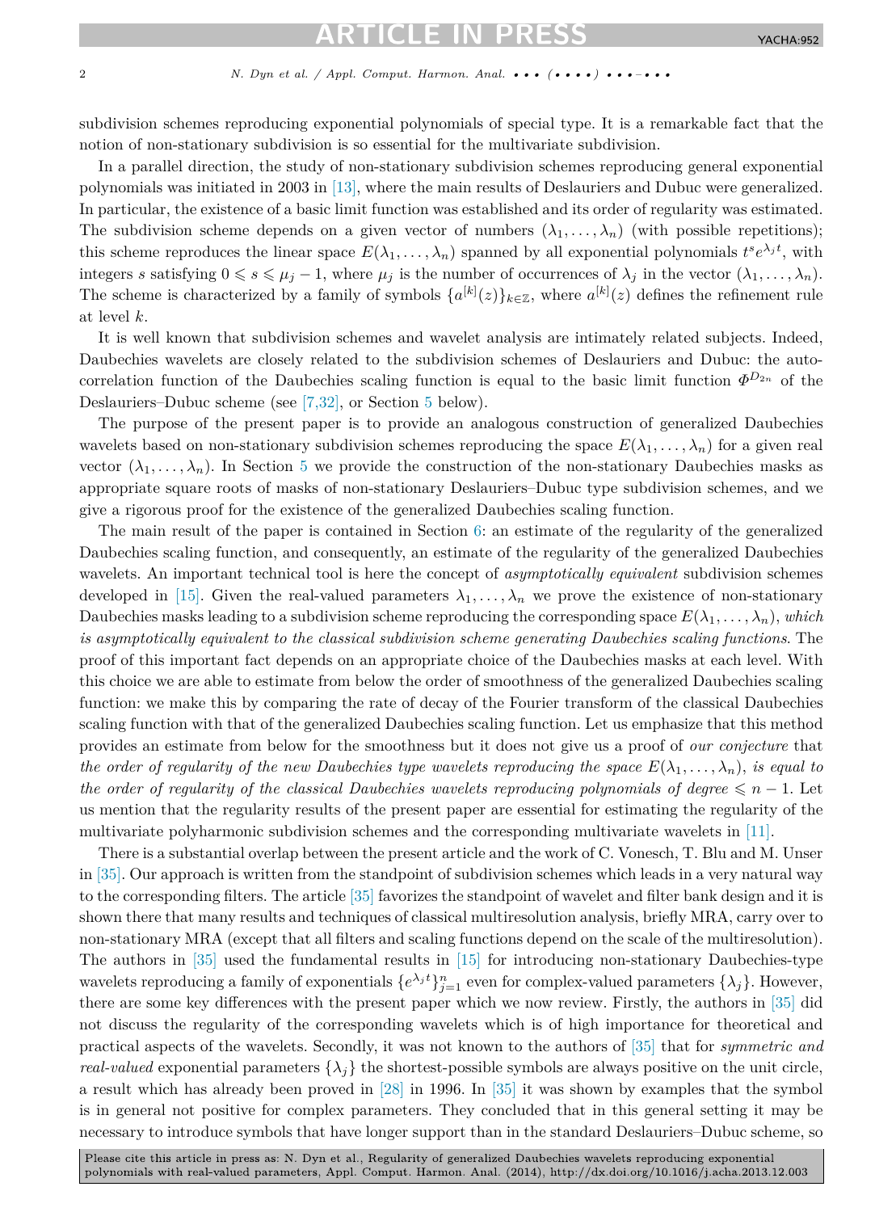subdivision schemes reproducing exponential polynomials of special type. It is a remarkable fact that the notion of non-stationary subdivision is so essential for the multivariate subdivision.

In a parallel direction, the study of non-stationary subdivision schemes reproducing general exponential polynomials was initiated in 2003 in [13], where the main results of Deslauriers and Dubuc were generalized. In particular, the existence of a basic limit function was established and its order of regularity was estimated. The subdivision scheme depends on a given vector of numbers $(\lambda_1, \ldots, \lambda_n)$ (with possible repetitions); this scheme reproduces the linear space $E(\lambda_1, \ldots, \lambda_n)$ spanned by all exponential polynomials $t^s e^{\lambda_j t}$, with integers $s$ satisfying $0 \leqslant s \leqslant \mu_j - 1$, where $\mu_j$ is the number of occurrences of $\lambda_j$ in the vector $(\lambda_1, \ldots, \lambda_n)$. The scheme is characterized by a family of symbols $\{a^{[k]}(z)\}_{k \in \mathbb{Z}}$, where $a^{[k]}(z)$ defines the refinement rule at level $k$.

It is well known that subdivision schemes and wavelet analysis are intimately related subjects. Indeed, Daubechies wavelets are closely related to the subdivision schemes of Deslauriers and Dubuc: the autocorrelation function of the Daubechies scaling function is equal to the basic limit function $\Phi^{D_{2n}}$ of the Deslauriers–Dubuc scheme (see [7,32], or Section 5 below).

The purpose of the present paper is to provide an analogous construction of generalized Daubechies wavelets based on non-stationary subdivision schemes reproducing the space $E(\lambda_1, \ldots, \lambda_n)$ for a given real vector $(\lambda_1, \ldots, \lambda_n)$. In Section 5 we provide the construction of the non-stationary Daubechies masks as appropriate square roots of masks of non-stationary Deslauriers–Dubuc type subdivision schemes, and we give a rigorous proof for the existence of the generalized Daubechies scaling function.

The main result of the paper is contained in Section 6: an estimate of the regularity of the generalized Daubechies scaling function, and consequently, an estimate of the regularity of the generalized Daubechies wavelets. An important technical tool is here the concept of *asymptotically equivalent* subdivision schemes developed in [15]. Given the real-valued parameters $\lambda_1, \ldots, \lambda_n$ we prove the existence of non-stationary Daubechies masks leading to a subdivision scheme reproducing the corresponding space $E(\lambda_1, \ldots, \lambda_n)$, *which is asymptotically equivalent to the classical subdivision scheme generating Daubechies scaling functions*. The proof of this important fact depends on an appropriate choice of the Daubechies masks at each level. With this choice we are able to estimate from below the order of smoothness of the generalized Daubechies scaling function: we make this by comparing the rate of decay of the Fourier transform of the classical Daubechies scaling function with that of the generalized Daubechies scaling function. Let us emphasize that this method provides an estimate from below for the smoothness but it does not give us a proof of *our conjecture* that *the order of regularity of the new Daubechies type wavelets reproducing the space* $E(\lambda_1, \ldots, \lambda_n)$, *is equal to the order of regularity of the classical Daubechies wavelets reproducing polynomials of degree* $\leqslant n - 1$. Let us mention that the regularity results of the present paper are essential for estimating the regularity of the multivariate polyharmonic subdivision schemes and the corresponding multivariate wavelets in [11].

There is a substantial overlap between the present article and the work of C. Vonesch, T. Blu and M. Unser in [35]. Our approach is written from the standpoint of subdivision schemes which leads in a very natural way to the corresponding filters. The article [35] favorizes the standpoint of wavelet and filter bank design and it is shown there that many results and techniques of classical multiresolution analysis, briefly MRA, carry over to non-stationary MRA (except that all filters and scaling functions depend on the scale of the multiresolution). The authors in [35] used the fundamental results in [15] for introducing non-stationary Daubechies-type wavelets reproducing a family of exponentials $\{e^{\lambda_j t}\}_{j=1}^n$ even for complex-valued parameters $\{\lambda_j\}$. However, there are some key differences with the present paper which we now review. Firstly, the authors in [35] did not discuss the regularity of the corresponding wavelets which is of high importance for theoretical and practical aspects of the wavelets. Secondly, it was not known to the authors of [35] that for *symmetric and real-valued* exponential parameters $\{\lambda_j\}$ the shortest-possible symbols are always positive on the unit circle, a result which has already been proved in [28] in 1996. In [35] it was shown by examples that the symbol is in general not positive for complex parameters. They concluded that in this general setting it may be necessary to introduce symbols that have longer support than in the standard Deslauriers–Dubuc scheme, so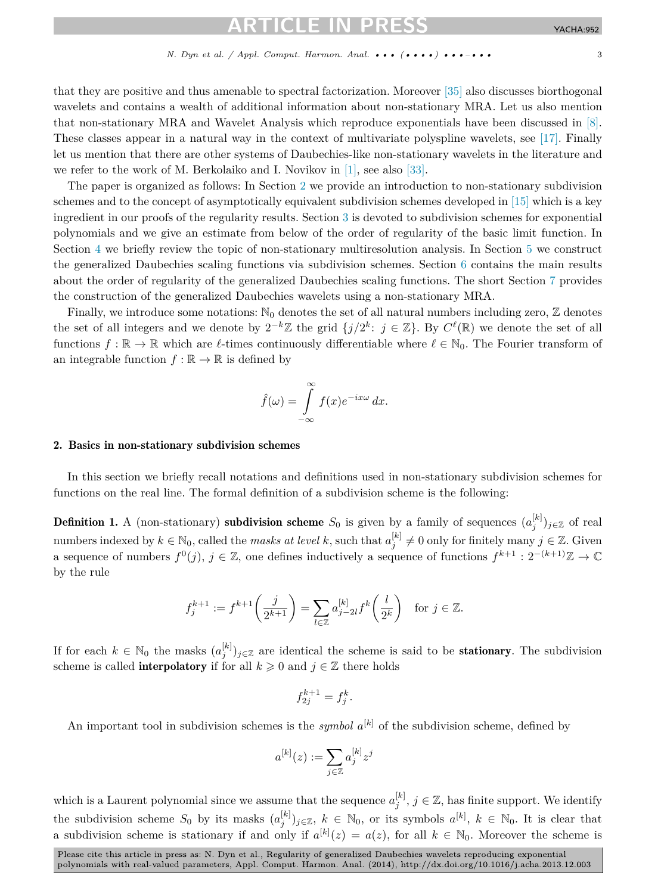that they are positive and thus amenable to spectral factorization. Moreover [35] also discusses biorthogonal wavelets and contains a wealth of additional information about non-stationary MRA. Let us also mention that non-stationary MRA and Wavelet Analysis which reproduce exponentials have been discussed in [8]. These classes appear in a natural way in the context of multivariate polyspline wavelets, see [17]. Finally let us mention that there are other systems of Daubechies-like non-stationary wavelets in the literature and we refer to the work of M. Berkolaiko and I. Novikov in [1], see also [33].

The paper is organized as follows: In Section 2 we provide an introduction to non-stationary subdivision schemes and to the concept of asymptotically equivalent subdivision schemes developed in [15] which is a key ingredient in our proofs of the regularity results. Section 3 is devoted to subdivision schemes for exponential polynomials and we give an estimate from below of the order of regularity of the basic limit function. In Section 4 we briefly review the topic of non-stationary multiresolution analysis. In Section 5 we construct the generalized Daubechies scaling functions via subdivision schemes. Section 6 contains the main results about the order of regularity of the generalized Daubechies scaling functions. The short Section 7 provides the construction of the generalized Daubechies wavelets using a non-stationary MRA.

Finally, we introduce some notations: $\mathbb{N}_0$ denotes the set of all natural numbers including zero, $\mathbb{Z}$ denotes the set of all integers and we denote by $2^{-k}\mathbb{Z}$ the grid $\{j/2^k\colon\ j \in \mathbb{Z}\}$. By $C^\ell(\mathbb{R})$ we denote the set of all functions $f : \mathbb{R} \to \mathbb{R}$ which are $\ell$-times continuously differentiable where $\ell \in \mathbb{N}_0$. The Fourier transform of an integrable function $f : \mathbb{R} \to \mathbb{R}$ is defined by

$$\hat{f}(\omega) = \int_{-\infty}^{\infty} f(x) e^{-ix\omega}\, dx.$$

## 2. Basics in non-stationary subdivision schemes

In this section we briefly recall notations and definitions used in non-stationary subdivision schemes for functions on the real line. The formal definition of a subdivision scheme is the following:

**Definition 1.** A (non-stationary) **subdivision scheme** $S_0$ is given by a family of sequences $(a_j^{[k]})_{j\in\mathbb{Z}}$ of real numbers indexed by $k \in \mathbb{N}_0$, called the *masks at level* $k$, such that $a_j^{[k]} \neq 0$ only for finitely many $j \in \mathbb{Z}$. Given a sequence of numbers $f^0(j)$, $j \in \mathbb{Z}$, one defines inductively a sequence of functions $f^{k+1} : 2^{-(k+1)}\mathbb{Z} \to \mathbb{C}$ by the rule

$$f_j^{k+1} := f^{k+1}\left(\frac{j}{2^{k+1}}\right) = \sum_{l\in\mathbb{Z}} a_{j-2l}^{[k]} f^k\left(\frac{l}{2^k}\right) \quad \text{for } j \in \mathbb{Z}.$$

If for each $k \in \mathbb{N}_0$ the masks $(a_j^{[k]})_{j\in\mathbb{Z}}$ are identical the scheme is said to be **stationary**. The subdivision scheme is called **interpolatory** if for all $k \geqslant 0$ and $j \in \mathbb{Z}$ there holds

$$f_{2j}^{k+1} = f_j^k.$$

An important tool in subdivision schemes is the *symbol* $a^{[k]}$ of the subdivision scheme, defined by

$$a^{[k]}(z) := \sum_{j\in\mathbb{Z}} a_j^{[k]} z^j$$

which is a Laurent polynomial since we assume that the sequence $a_j^{[k]}$, $j \in \mathbb{Z}$, has finite support. We identify the subdivision scheme $S_0$ by its masks $(a_j^{[k]})_{j\in\mathbb{Z}}$, $k \in \mathbb{N}_0$, or its symbols $a^{[k]}$, $k \in \mathbb{N}_0$. It is clear that a subdivision scheme is stationary if and only if $a^{[k]}(z) = a(z)$, for all $k \in \mathbb{N}_0$. Moreover the scheme is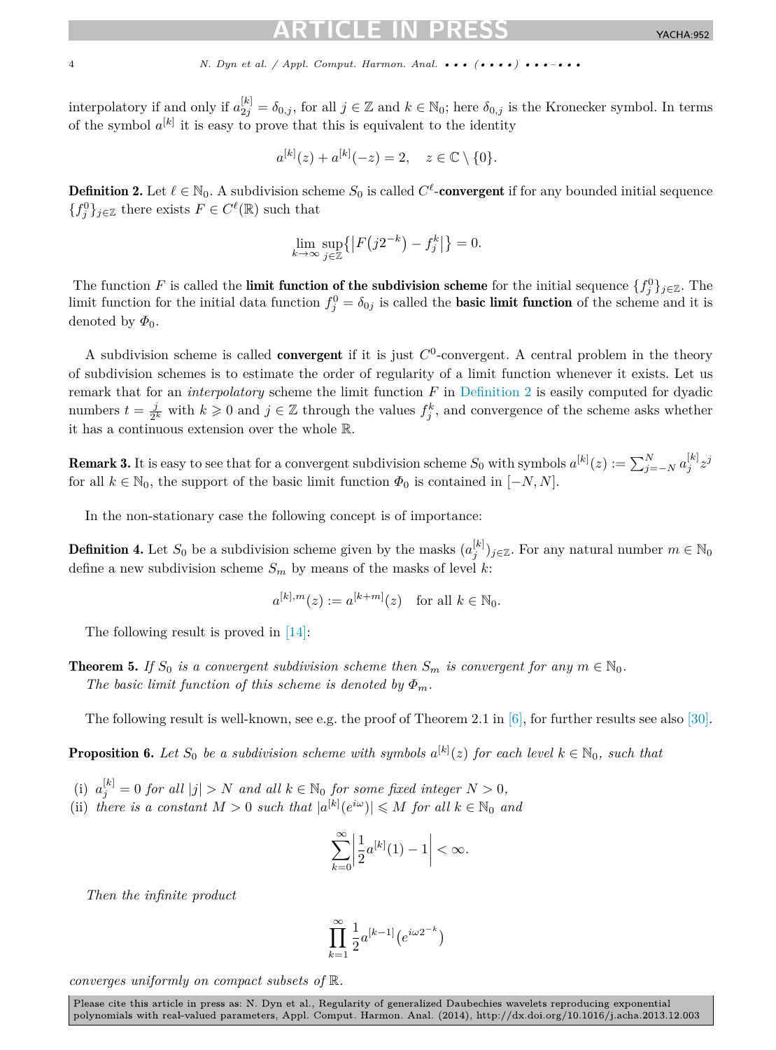interpolatory if and only if $a^{[k]}_{2j} = \delta_{0,j}$, for all $j \in \mathbb{Z}$ and $k \in \mathbb{N}_0$; here $\delta_{0,j}$ is the Kronecker symbol. In terms of the symbol $a^{[k]}$ it is easy to prove that this is equivalent to the identity

$$a^{[k]}(z) + a^{[k]}(-z) = 2, \quad z \in \mathbb{C} \setminus \{0\}.$$

**Definition 2.** Let $\ell \in \mathbb{N}_0$. A subdivision scheme $S_0$ is called $C^\ell$**-convergent** if for any bounded initial sequence $\{f^0_j\}_{j\in\mathbb{Z}}$ there exists $F \in C^\ell(\mathbb{R})$ such that

$$\lim_{k\to\infty} \sup_{j\in\mathbb{Z}} \{ |F(j2^{-k}) - f^k_j| \} = 0.$$

The function $F$ is called the **limit function of the subdivision scheme** for the initial sequence $\{f^0_j\}_{j\in\mathbb{Z}}$. The limit function for the initial data function $f^0_j = \delta_{0j}$ is called the **basic limit function** of the scheme and it is denoted by $\Phi_0$.

A subdivision scheme is called **convergent** if it is just $C^0$-convergent. A central problem in the theory of subdivision schemes is to estimate the order of regularity of a limit function whenever it exists. Let us remark that for an *interpolatory* scheme the limit function $F$ in Definition 2 is easily computed for dyadic numbers $t = \frac{j}{2^k}$ with $k \geqslant 0$ and $j \in \mathbb{Z}$ through the values $f^k_j$, and convergence of the scheme asks whether it has a continuous extension over the whole $\mathbb{R}$.

**Remark 3.** It is easy to see that for a convergent subdivision scheme $S_0$ with symbols $a^{[k]}(z) := \sum_{j=-N}^{N} a^{[k]}_j z^j$ for all $k \in \mathbb{N}_0$, the support of the basic limit function $\Phi_0$ is contained in $[-N, N]$.

In the non-stationary case the following concept is of importance:

**Definition 4.** Let $S_0$ be a subdivision scheme given by the masks $(a^{[k]}_j)_{j\in\mathbb{Z}}$. For any natural number $m \in \mathbb{N}_0$ define a new subdivision scheme $S_m$ by means of the masks of level $k$:

$$a^{[k],m}(z) := a^{[k+m]}(z) \quad \text{for all } k \in \mathbb{N}_0.$$

The following result is proved in [14]:

**Theorem 5.** *If $S_0$ is a convergent subdivision scheme then $S_m$ is convergent for any $m \in \mathbb{N}_0$.*
*The basic limit function of this scheme is denoted by $\Phi_m$.*

The following result is well-known, see e.g. the proof of Theorem 2.1 in [6], for further results see also [30].

**Proposition 6.** *Let $S_0$ be a subdivision scheme with symbols $a^{[k]}(z)$ for each level $k \in \mathbb{N}_0$, such that*

(i) *$a^{[k]}_j = 0$ for all $|j| > N$ and all $k \in \mathbb{N}_0$ for some fixed integer $N > 0$,*
(ii) *there is a constant $M > 0$ such that $|a^{[k]}(e^{i\omega})| \leqslant M$ for all $k \in \mathbb{N}_0$ and*

$$\sum_{k=0}^{\infty} \left| \frac{1}{2} a^{[k]}(1) - 1 \right| < \infty.$$

*Then the infinite product*

$$\prod_{k=1}^{\infty} \frac{1}{2} a^{[k-1]}\left(e^{i\omega 2^{-k}}\right)$$

*converges uniformly on compact subsets of $\mathbb{R}$.*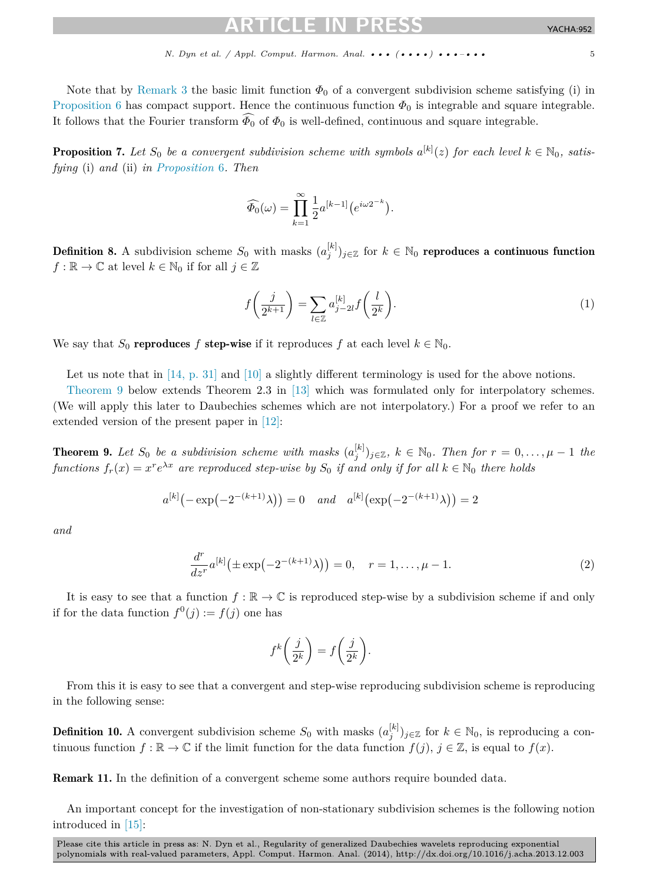Note that by Remark 3 the basic limit function $\Phi_0$ of a convergent subdivision scheme satisfying (i) in Proposition 6 has compact support. Hence the continuous function $\Phi_0$ is integrable and square integrable. It follows that the Fourier transform $\widehat{\Phi_0}$ of $\Phi_0$ is well-defined, continuous and square integrable.

**Proposition 7.** *Let $S_0$ be a convergent subdivision scheme with symbols $a^{[k]}(z)$ for each level $k \in \mathbb{N}_0$, satisfying* (i) *and* (ii) *in Proposition 6. Then*

$$\widehat{\Phi_0}(\omega) = \prod_{k=1}^{\infty} \frac{1}{2} a^{[k-1]}\left(e^{i\omega 2^{-k}}\right).$$

**Definition 8.** A subdivision scheme $S_0$ with masks $(a_j^{[k]})_{j\in\mathbb{Z}}$ for $k \in \mathbb{N}_0$ **reproduces a continuous function** $f : \mathbb{R} \to \mathbb{C}$ at level $k \in \mathbb{N}_0$ if for all $j \in \mathbb{Z}$

$$f\left(\frac{j}{2^{k+1}}\right) = \sum_{l\in\mathbb{Z}} a_{j-2l}^{[k]} f\left(\frac{l}{2^k}\right). \tag{1}$$

We say that $S_0$ **reproduces** $f$ **step-wise** if it reproduces $f$ at each level $k \in \mathbb{N}_0$.

Let us note that in [14, p. 31] and [10] a slightly different terminology is used for the above notions.

Theorem 9 below extends Theorem 2.3 in [13] which was formulated only for interpolatory schemes. (We will apply this later to Daubechies schemes which are not interpolatory.) For a proof we refer to an extended version of the present paper in [12]:

**Theorem 9.** *Let $S_0$ be a subdivision scheme with masks $(a_j^{[k]})_{j\in\mathbb{Z}}$, $k \in \mathbb{N}_0$. Then for $r = 0, \dots, \mu - 1$ the functions $f_r(x) = x^r e^{\lambda x}$ are reproduced step-wise by $S_0$ if and only if for all $k \in \mathbb{N}_0$ there holds*

$$a^{[k]}\left(-\exp\left(-2^{-(k+1)}\lambda\right)\right) = 0 \quad \text{and} \quad a^{[k]}\left(\exp\left(-2^{-(k+1)}\lambda\right)\right) = 2$$

*and*

$$\frac{d^r}{dz^r} a^{[k]}\left(\pm \exp\left(-2^{-(k+1)}\lambda\right)\right) = 0, \quad r = 1, \dots, \mu - 1. \tag{2}$$

It is easy to see that a function $f : \mathbb{R} \to \mathbb{C}$ is reproduced step-wise by a subdivision scheme if and only if for the data function $f^0(j) := f(j)$ one has

$$f^k\left(\frac{j}{2^k}\right) = f\left(\frac{j}{2^k}\right).$$

From this it is easy to see that a convergent and step-wise reproducing subdivision scheme is reproducing in the following sense:

**Definition 10.** A convergent subdivision scheme $S_0$ with masks $(a_j^{[k]})_{j\in\mathbb{Z}}$ for $k \in \mathbb{N}_0$, is reproducing a continuous function $f : \mathbb{R} \to \mathbb{C}$ if the limit function for the data function $f(j)$, $j \in \mathbb{Z}$, is equal to $f(x)$.

**Remark 11.** In the definition of a convergent scheme some authors require bounded data.

An important concept for the investigation of non-stationary subdivision schemes is the following notion introduced in [15]: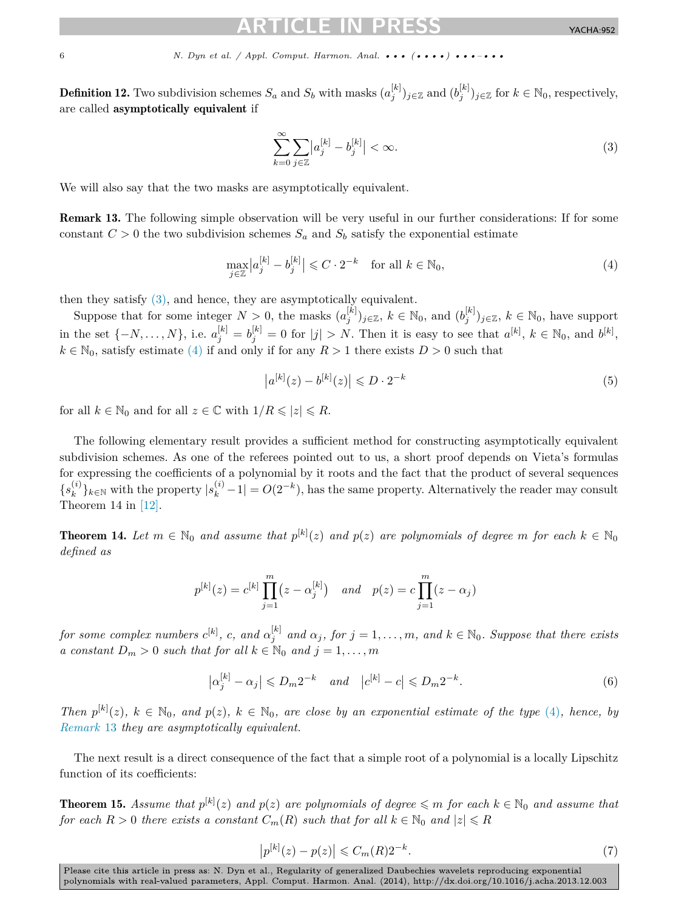**Definition 12.** Two subdivision schemes $S_a$ and $S_b$ with masks $(a_j^{[k]})_{j\in\mathbb{Z}}$ and $(b_j^{[k]})_{j\in\mathbb{Z}}$ for $k \in \mathbb{N}_0$, respectively, are called **asymptotically equivalent** if

$$\sum_{k=0}^{\infty} \sum_{j\in\mathbb{Z}} \left| a_j^{[k]} - b_j^{[k]} \right| < \infty. \tag{3}$$

We will also say that the two masks are asymptotically equivalent.

**Remark 13.** The following simple observation will be very useful in our further considerations: If for some constant $C > 0$ the two subdivision schemes $S_a$ and $S_b$ satisfy the exponential estimate

$$\max_{j\in\mathbb{Z}} \left| a_j^{[k]} - b_j^{[k]} \right| \leqslant C \cdot 2^{-k} \quad \text{for all } k \in \mathbb{N}_0, \tag{4}$$

then they satisfy (3), and hence, they are asymptotically equivalent.

Suppose that for some integer $N > 0$, the masks $(a_j^{[k]})_{j\in\mathbb{Z}}$, $k \in \mathbb{N}_0$, and $(b_j^{[k]})_{j\in\mathbb{Z}}$, $k \in \mathbb{N}_0$, have support in the set $\{-N, \ldots, N\}$, i.e. $a_j^{[k]} = b_j^{[k]} = 0$ for $|j| > N$. Then it is easy to see that $a^{[k]}$, $k \in \mathbb{N}_0$, and $b^{[k]}$, $k \in \mathbb{N}_0$, satisfy estimate (4) if and only if for any $R > 1$ there exists $D > 0$ such that

$$\left| a^{[k]}(z) - b^{[k]}(z) \right| \leqslant D \cdot 2^{-k} \tag{5}$$

for all $k \in \mathbb{N}_0$ and for all $z \in \mathbb{C}$ with $1/R \leqslant |z| \leqslant R$.

The following elementary result provides a sufficient method for constructing asymptotically equivalent subdivision schemes. As one of the referees pointed out to us, a short proof depends on Vieta's formulas for expressing the coefficients of a polynomial by it roots and the fact that the product of several sequences $\{s_k^{(i)}\}_{k\in\mathbb{N}}$ with the property $|s_k^{(i)} - 1| = O(2^{-k})$, has the same property. Alternatively the reader may consult Theorem 14 in [12].

**Theorem 14.** *Let $m \in \mathbb{N}_0$ and assume that $p^{[k]}(z)$ and $p(z)$ are polynomials of degree $m$ for each $k \in \mathbb{N}_0$ defined as*

$$p^{[k]}(z) = c^{[k]} \prod_{j=1}^{m} \left(z - \alpha_j^{[k]}\right) \quad \text{and} \quad p(z) = c \prod_{j=1}^{m} (z - \alpha_j)$$

*for some complex numbers $c^{[k]}$, $c$, and $\alpha_j^{[k]}$ and $\alpha_j$, for $j = 1, \ldots, m$, and $k \in \mathbb{N}_0$. Suppose that there exists a constant $D_m > 0$ such that for all $k \in \mathbb{N}_0$ and $j = 1, \ldots, m$*

$$\left| \alpha_j^{[k]} - \alpha_j \right| \leqslant D_m 2^{-k} \quad \text{and} \quad \left| c^{[k]} - c \right| \leqslant D_m 2^{-k}. \tag{6}$$

*Then $p^{[k]}(z)$, $k \in \mathbb{N}_0$, and $p(z)$, $k \in \mathbb{N}_0$, are close by an exponential estimate of the type (4), hence, by Remark 13 they are asymptotically equivalent.*

The next result is a direct consequence of the fact that a simple root of a polynomial is a locally Lipschitz function of its coefficients:

**Theorem 15.** *Assume that $p^{[k]}(z)$ and $p(z)$ are polynomials of degree $\leqslant m$ for each $k \in \mathbb{N}_0$ and assume that for each $R > 0$ there exists a constant $C_m(R)$ such that for all $k \in \mathbb{N}_0$ and $|z| \leqslant R$*

$$\left| p^{[k]}(z) - p(z) \right| \leqslant C_m(R) 2^{-k}. \tag{7}$$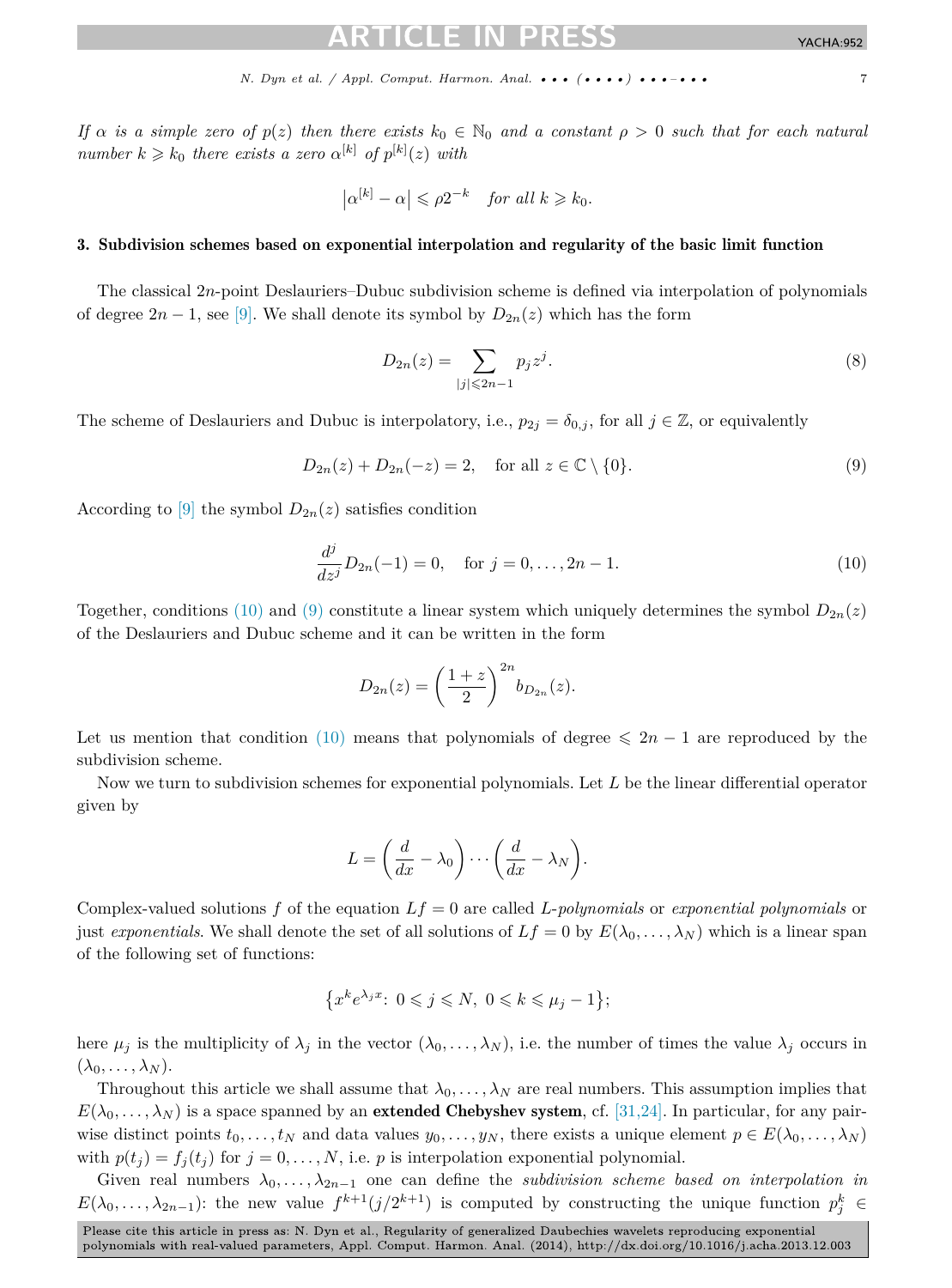*If $\alpha$ is a simple zero of $p(z)$ then there exists $k_0 \in \mathbb{N}_0$ and a constant $\rho > 0$ such that for each natural number $k \geqslant k_0$ there exists a zero $\alpha^{[k]}$ of $p^{[k]}(z)$ with*

$$\left|\alpha^{[k]} - \alpha\right| \leqslant \rho 2^{-k} \quad \textit{for all } k \geqslant k_0.$$

## 3. Subdivision schemes based on exponential interpolation and regularity of the basic limit function

The classical $2n$-point Deslauriers–Dubuc subdivision scheme is defined via interpolation of polynomials of degree $2n-1$, see [9]. We shall denote its symbol by $D_{2n}(z)$ which has the form

$$D_{2n}(z) = \sum_{|j| \leqslant 2n-1} p_j z^j. \tag{8}$$

The scheme of Deslauriers and Dubuc is interpolatory, i.e., $p_{2j} = \delta_{0,j}$, for all $j \in \mathbb{Z}$, or equivalently

$$D_{2n}(z) + D_{2n}(-z) = 2, \quad \text{for all } z \in \mathbb{C} \setminus \{0\}. \tag{9}$$

According to [9] the symbol $D_{2n}(z)$ satisfies condition

$$\frac{d^j}{dz^j} D_{2n}(-1) = 0, \quad \text{for } j = 0, \ldots, 2n-1. \tag{10}$$

Together, conditions (10) and (9) constitute a linear system which uniquely determines the symbol $D_{2n}(z)$ of the Deslauriers and Dubuc scheme and it can be written in the form

$$D_{2n}(z) = \left(\frac{1+z}{2}\right)^{2n} b_{D_{2n}}(z).$$

Let us mention that condition (10) means that polynomials of degree $\leqslant 2n-1$ are reproduced by the subdivision scheme.

Now we turn to subdivision schemes for exponential polynomials. Let $L$ be the linear differential operator given by

$$L = \left(\frac{d}{dx} - \lambda_0\right) \cdots \left(\frac{d}{dx} - \lambda_N\right).$$

Complex-valued solutions $f$ of the equation $Lf = 0$ are called *L-polynomials* or *exponential polynomials* or just *exponentials*. We shall denote the set of all solutions of $Lf = 0$ by $E(\lambda_0, \ldots, \lambda_N)$ which is a linear span of the following set of functions:

$$\left\{x^k e^{\lambda_j x}\colon\ 0 \leqslant j \leqslant N,\ 0 \leqslant k \leqslant \mu_j - 1\right\};$$

here $\mu_j$ is the multiplicity of $\lambda_j$ in the vector $(\lambda_0, \ldots, \lambda_N)$, i.e. the number of times the value $\lambda_j$ occurs in $(\lambda_0, \ldots, \lambda_N)$.

Throughout this article we shall assume that $\lambda_0, \ldots, \lambda_N$ are real numbers. This assumption implies that $E(\lambda_0, \ldots, \lambda_N)$ is a space spanned by an **extended Chebyshev system**, cf. [31,24]. In particular, for any pairwise distinct points $t_0, \ldots, t_N$ and data values $y_0, \ldots, y_N$, there exists a unique element $p \in E(\lambda_0, \ldots, \lambda_N)$ with $p(t_j) = f_j(t_j)$ for $j = 0, \ldots, N$, i.e. $p$ is interpolation exponential polynomial.

Given real numbers $\lambda_0, \ldots, \lambda_{2n-1}$ one can define the *subdivision scheme based on interpolation in* $E(\lambda_0, \ldots, \lambda_{2n-1})$: the new value $f^{k+1}(j/2^{k+1})$ is computed by constructing the unique function $p_j^k \in$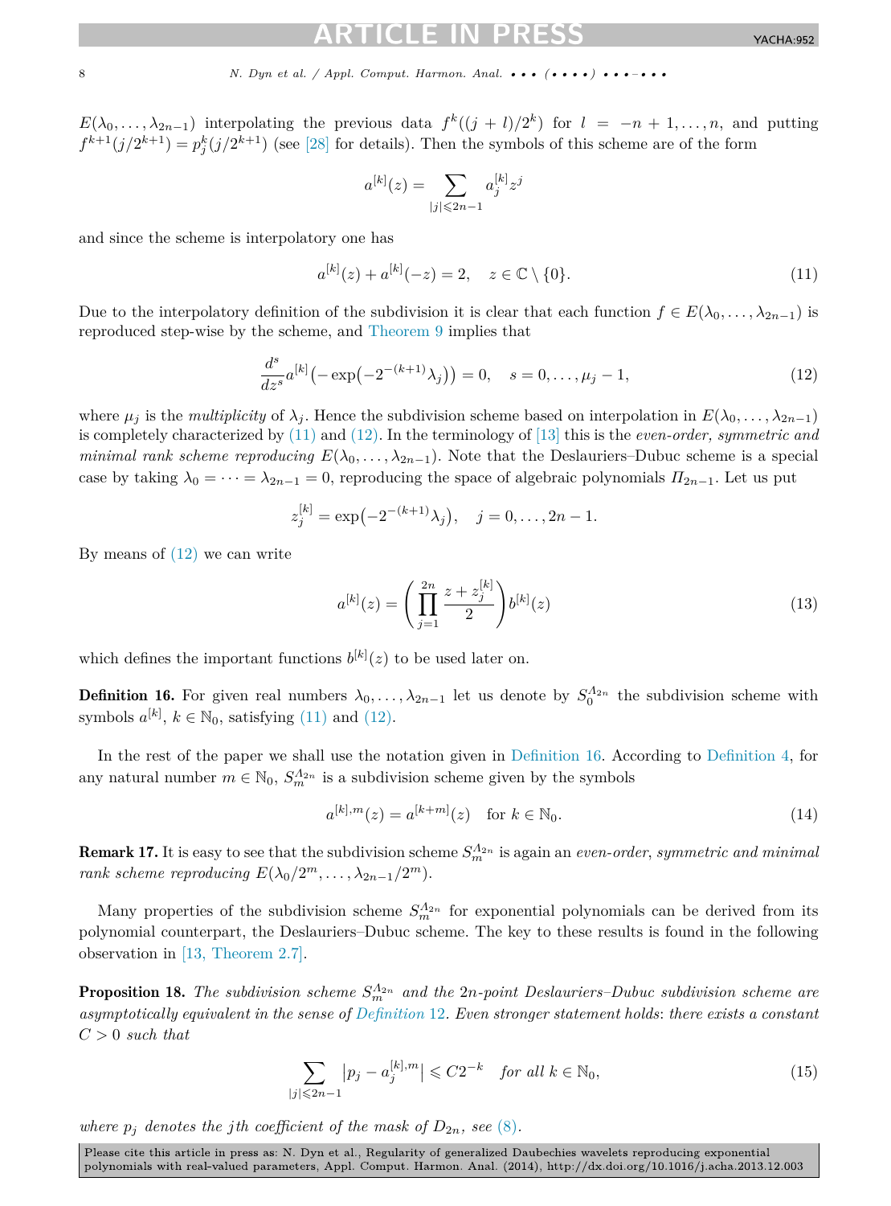$E(\lambda_0,\ldots,\lambda_{2n-1})$ interpolating the previous data $f^k((j+l)/2^k)$ for $l = -n+1,\ldots,n$, and putting $f^{k+1}(j/2^{k+1}) = p_j^k(j/2^{k+1})$ (see [28] for details). Then the symbols of this scheme are of the form

$$a^{[k]}(z) = \sum_{|j|\leqslant 2n-1} a_j^{[k]} z^j$$

and since the scheme is interpolatory one has

$$a^{[k]}(z) + a^{[k]}(-z) = 2, \quad z \in \mathbb{C}\setminus\{0\}. \tag{11}$$

Due to the interpolatory definition of the subdivision it is clear that each function $f \in E(\lambda_0,\ldots,\lambda_{2n-1})$ is reproduced step-wise by the scheme, and Theorem 9 implies that

$$\frac{d^s}{dz^s} a^{[k]}\big(-\exp\big(-2^{-(k+1)}\lambda_j\big)\big) = 0, \quad s = 0,\ldots,\mu_j - 1, \tag{12}$$

where $\mu_j$ is the *multiplicity* of $\lambda_j$. Hence the subdivision scheme based on interpolation in $E(\lambda_0,\ldots,\lambda_{2n-1})$ is completely characterized by (11) and (12). In the terminology of [13] this is the *even-order, symmetric and minimal rank scheme reproducing* $E(\lambda_0,\ldots,\lambda_{2n-1})$. Note that the Deslauriers–Dubuc scheme is a special case by taking $\lambda_0 = \cdots = \lambda_{2n-1} = 0$, reproducing the space of algebraic polynomials $\Pi_{2n-1}$. Let us put

$$z_j^{[k]} = \exp\big(-2^{-(k+1)}\lambda_j\big), \quad j = 0,\ldots,2n-1.$$

By means of (12) we can write

$$a^{[k]}(z) = \left(\prod_{j=1}^{2n} \frac{z + z_j^{[k]}}{2}\right) b^{[k]}(z) \tag{13}$$

which defines the important functions $b^{[k]}(z)$ to be used later on.

**Definition 16.** For given real numbers $\lambda_0,\ldots,\lambda_{2n-1}$ let us denote by $S_0^{\Lambda_{2n}}$ the subdivision scheme with symbols $a^{[k]}$, $k \in \mathbb{N}_0$, satisfying (11) and (12).

In the rest of the paper we shall use the notation given in Definition 16. According to Definition 4, for any natural number $m \in \mathbb{N}_0$, $S_m^{\Lambda_{2n}}$ is a subdivision scheme given by the symbols

$$a^{[k],m}(z) = a^{[k+m]}(z) \quad \text{for } k \in \mathbb{N}_0. \tag{14}$$

**Remark 17.** It is easy to see that the subdivision scheme $S_m^{\Lambda_{2n}}$ is again an *even-order, symmetric and minimal rank scheme reproducing* $E(\lambda_0/2^m,\ldots,\lambda_{2n-1}/2^m)$.

Many properties of the subdivision scheme $S_m^{\Lambda_{2n}}$ for exponential polynomials can be derived from its polynomial counterpart, the Deslauriers–Dubuc scheme. The key to these results is found in the following observation in [13, Theorem 2.7].

**Proposition 18.** *The subdivision scheme $S_m^{\Lambda_{2n}}$ and the $2n$-point Deslauriers–Dubuc subdivision scheme are asymptotically equivalent in the sense of Definition 12. Even stronger statement holds: there exists a constant $C > 0$ such that*

$$\sum_{|j|\leqslant 2n-1} \big|p_j - a_j^{[k],m}\big| \leqslant C 2^{-k} \quad \text{for all } k \in \mathbb{N}_0, \tag{15}$$

*where $p_j$ denotes the $j$th coefficient of the mask of $D_{2n}$, see (8).*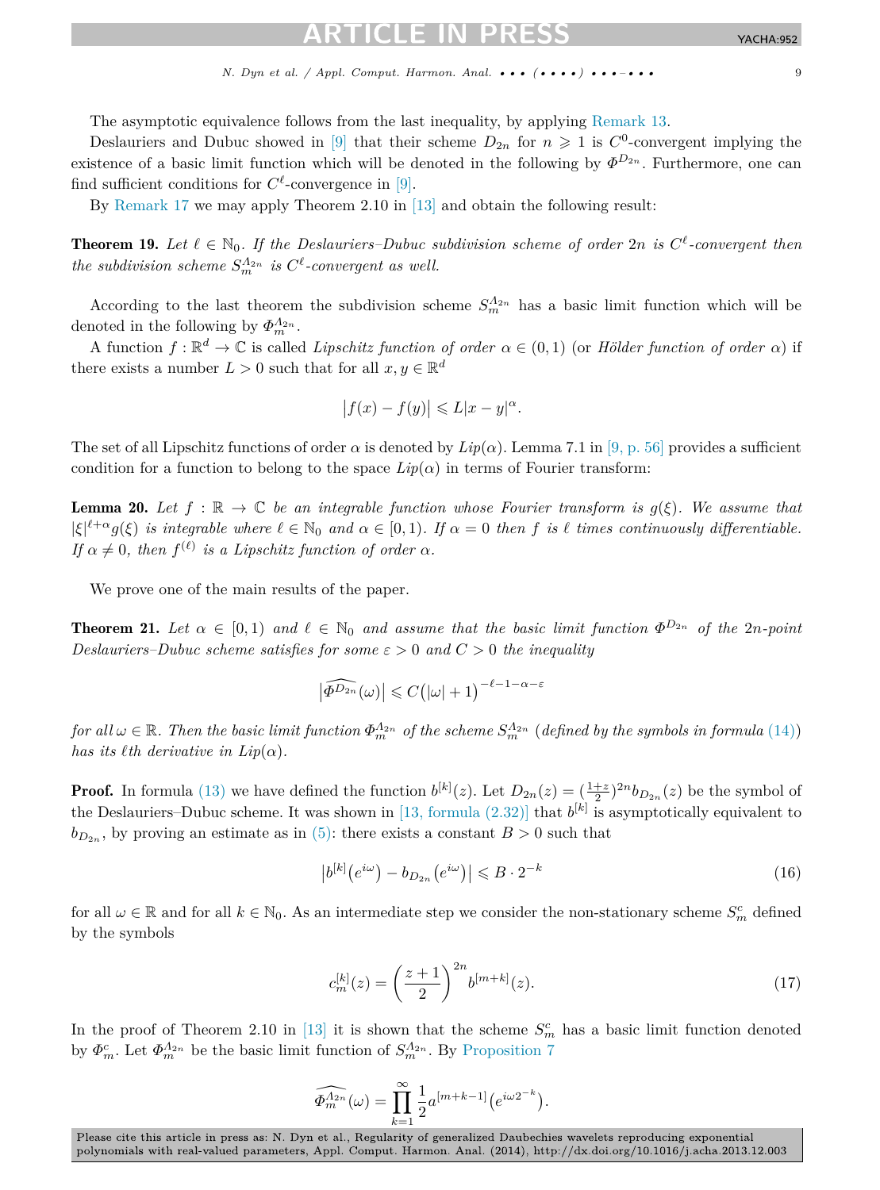The asymptotic equivalence follows from the last inequality, by applying Remark 13.

Deslauriers and Dubuc showed in [9] that their scheme $D_{2n}$ for $n \geqslant 1$ is $C^0$-convergent implying the existence of a basic limit function which will be denoted in the following by $\Phi^{D_{2n}}$. Furthermore, one can find sufficient conditions for $C^\ell$-convergence in [9].

By Remark 17 we may apply Theorem 2.10 in [13] and obtain the following result:

**Theorem 19.** *Let $\ell \in \mathbb{N}_0$. If the Deslauriers–Dubuc subdivision scheme of order $2n$ is $C^\ell$-convergent then the subdivision scheme $S_m^{\Lambda_{2n}}$ is $C^\ell$-convergent as well.*

According to the last theorem the subdivision scheme $S_m^{\Lambda_{2n}}$ has a basic limit function which will be denoted in the following by $\Phi_m^{\Lambda_{2n}}$.

A function $f : \mathbb{R}^d \to \mathbb{C}$ is called *Lipschitz function of order $\alpha \in (0,1)$* (or *Hölder function of order $\alpha$*) if there exists a number $L > 0$ such that for all $x, y \in \mathbb{R}^d$

$$\left|f(x) - f(y)\right| \leqslant L|x - y|^\alpha.$$

The set of all Lipschitz functions of order $\alpha$ is denoted by $Lip(\alpha)$. Lemma 7.1 in [9, p. 56] provides a sufficient condition for a function to belong to the space $Lip(\alpha)$ in terms of Fourier transform:

**Lemma 20.** *Let $f : \mathbb{R} \to \mathbb{C}$ be an integrable function whose Fourier transform is $g(\xi)$. We assume that $|\xi|^{\ell+\alpha} g(\xi)$ is integrable where $\ell \in \mathbb{N}_0$ and $\alpha \in [0,1)$. If $\alpha = 0$ then $f$ is $\ell$ times continuously differentiable. If $\alpha \neq 0$, then $f^{(\ell)}$ is a Lipschitz function of order $\alpha$.*

We prove one of the main results of the paper.

**Theorem 21.** *Let $\alpha \in [0,1)$ and $\ell \in \mathbb{N}_0$ and assume that the basic limit function $\Phi^{D_{2n}}$ of the $2n$-point Deslauriers–Dubuc scheme satisfies for some $\varepsilon > 0$ and $C > 0$ the inequality*

$$\left|\widehat{\Phi^{D_{2n}}}(\omega)\right| \leqslant C\left(|\omega| + 1\right)^{-\ell-1-\alpha-\varepsilon}$$

*for all $\omega \in \mathbb{R}$. Then the basic limit function $\Phi_m^{\Lambda_{2n}}$ of the scheme $S_m^{\Lambda_{2n}}$ (defined by the symbols in formula (14)) has its $\ell$th derivative in $Lip(\alpha)$.*

**Proof.** In formula (13) we have defined the function $b^{[k]}(z)$. Let $D_{2n}(z) = (\frac{1+z}{2})^{2n} b_{D_{2n}}(z)$ be the symbol of the Deslauriers–Dubuc scheme. It was shown in [13, formula (2.32)] that $b^{[k]}$ is asymptotically equivalent to $b_{D_{2n}}$, by proving an estimate as in (5): there exists a constant $B > 0$ such that

$$\left|b^{[k]}\left(e^{i\omega}\right) - b_{D_{2n}}\left(e^{i\omega}\right)\right| \leqslant B \cdot 2^{-k} \tag{16}$$

for all $\omega \in \mathbb{R}$ and for all $k \in \mathbb{N}_0$. As an intermediate step we consider the non-stationary scheme $S_m^c$ defined by the symbols

$$c_m^{[k]}(z) = \left(\frac{z+1}{2}\right)^{2n} b^{[m+k]}(z). \tag{17}$$

In the proof of Theorem 2.10 in [13] it is shown that the scheme $S_m^c$ has a basic limit function denoted by $\Phi_m^c$. Let $\Phi_m^{\Lambda_{2n}}$ be the basic limit function of $S_m^{\Lambda_{2n}}$. By Proposition 7

$$\widehat{\Phi_m^{\Lambda_{2n}}}(\omega) = \prod_{k=1}^{\infty} \frac{1}{2} a^{[m+k-1]}\left(e^{i\omega 2^{-k}}\right).$$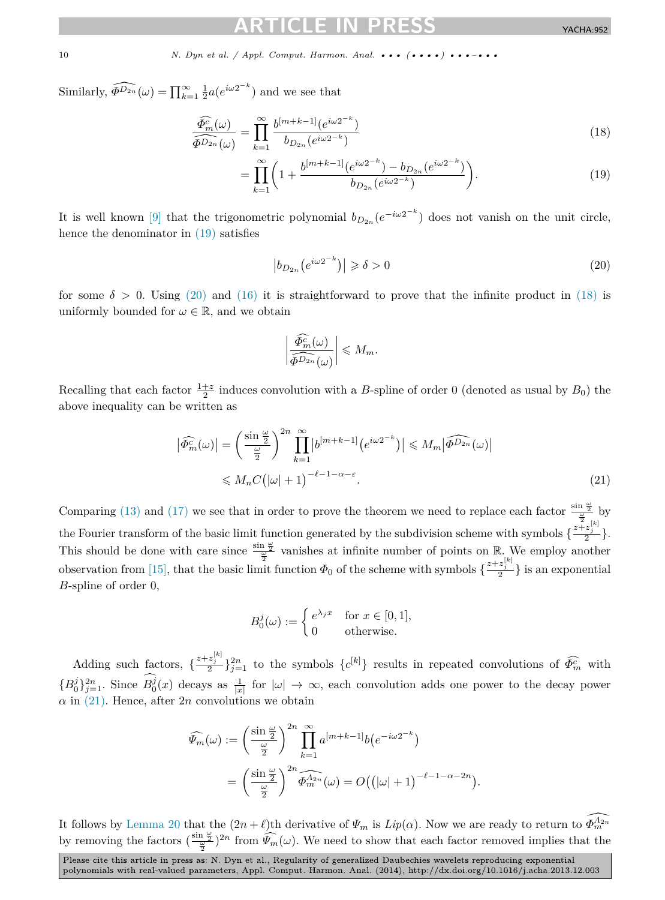Similarly, $\widehat{\Phi^{D_{2n}}}(\omega) = \prod_{k=1}^{\infty} \frac{1}{2} a(e^{i\omega 2^{-k}})$ and we see that

$$\frac{\widehat{\Phi_m^c}(\omega)}{\widehat{\Phi^{D_{2n}}}(\omega)} = \prod_{k=1}^{\infty} \frac{b^{[m+k-1]}(e^{i\omega 2^{-k}})}{b_{D_{2n}}(e^{i\omega 2^{-k}})} \tag{18}$$

$$= \prod_{k=1}^{\infty} \left( 1 + \frac{b^{[m+k-1]}(e^{i\omega 2^{-k}}) - b_{D_{2n}}(e^{i\omega 2^{-k}})}{b_{D_{2n}}(e^{i\omega 2^{-k}})} \right). \tag{19}$$

It is well known [9] that the trigonometric polynomial $b_{D_{2n}}(e^{-i\omega 2^{-k}})$ does not vanish on the unit circle, hence the denominator in (19) satisfies

$$\left| b_{D_{2n}}\left(e^{i\omega 2^{-k}}\right) \right| \geqslant \delta > 0 \tag{20}$$

for some $\delta > 0$. Using (20) and (16) it is straightforward to prove that the infinite product in (18) is uniformly bounded for $\omega \in \mathbb{R}$, and we obtain

$$\left| \frac{\widehat{\Phi_m^c}(\omega)}{\widehat{\Phi^{D_{2n}}}(\omega)} \right| \leqslant M_m.$$

Recalling that each factor $\frac{1+z}{2}$ induces convolution with a $B$-spline of order 0 (denoted as usual by $B_0$) the above inequality can be written as

$$\left| \widehat{\Phi_m^c}(\omega) \right| = \left( \frac{\sin \frac{\omega}{2}}{\frac{\omega}{2}} \right)^{2n} \prod_{k=1}^{\infty} \left| b^{[m+k-1]}\left(e^{i\omega 2^{-k}}\right) \right| \leqslant M_m \left| \widehat{\Phi^{D_{2n}}}(\omega) \right|$$

$$\leqslant M_n C\left(|\omega| + 1\right)^{-\ell-1-\alpha-\varepsilon}. \tag{21}$$

Comparing (13) and (17) we see that in order to prove the theorem we need to replace each factor $\frac{\sin \frac{\omega}{2}}{\frac{\omega}{2}}$ by the Fourier transform of the basic limit function generated by the subdivision scheme with symbols $\{\frac{z+z_j^{[k]}}{2}\}$. This should be done with care since $\frac{\sin \frac{\omega}{2}}{\frac{\omega}{2}}$ vanishes at infinite number of points on $\mathbb{R}$. We employ another observation from [15], that the basic limit function $\Phi_0$ of the scheme with symbols $\{\frac{z+z_j^{[k]}}{2}\}$ is an exponential $B$-spline of order 0,

$$B_0^j(\omega) := \begin{cases} e^{\lambda_j x} & \text{for } x \in [0,1], \\ 0 & \text{otherwise.} \end{cases}$$

Adding such factors, $\{\frac{z+z_j^{[k]}}{2}\}_{j=1}^{2n}$ to the symbols $\{c^{[k]}\}$ results in repeated convolutions of $\widehat{\Phi_m^c}$ with $\{B_0^j\}_{j=1}^{2n}$. Since $\widehat{B_0^j}(x)$ decays as $\frac{1}{|x|}$ for $|\omega| \to \infty$, each convolution adds one power to the decay power $\alpha$ in (21). Hence, after $2n$ convolutions we obtain

$$\widehat{\Psi_m}(\omega) := \left( \frac{\sin \frac{\omega}{2}}{\frac{\omega}{2}} \right)^{2n} \prod_{k=1}^{\infty} a^{[m+k-1]} b\left(e^{-i\omega 2^{-k}}\right)$$

$$= \left( \frac{\sin \frac{\omega}{2}}{\frac{\omega}{2}} \right)^{2n} \widehat{\Phi_m^{\Lambda_{2n}}}(\omega) = O\left(\left(|\omega| + 1\right)^{-\ell-1-\alpha-2n}\right).$$

It follows by Lemma 20 that the $(2n+\ell)$th derivative of $\Psi_m$ is $Lip(\alpha)$. Now we are ready to return to $\widehat{\Phi_m^{\Lambda_{2n}}}$ by removing the factors $(\frac{\sin \frac{\omega}{2}}{\frac{\omega}{2}})^{2n}$ from $\widehat{\Psi_m}(\omega)$. We need to show that each factor removed implies that the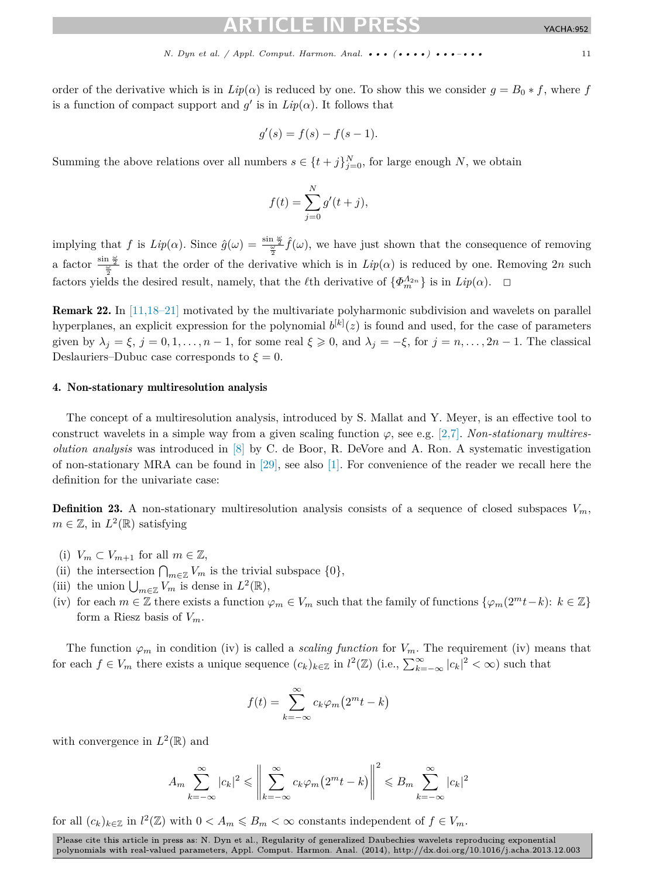order of the derivative which is in $Lip(\alpha)$ is reduced by one. To show this we consider $g = B_0 * f$, where $f$ is a function of compact support and $g'$ is in $Lip(\alpha)$. It follows that

$$g'(s) = f(s) - f(s-1).$$

Summing the above relations over all numbers $s \in \{t+j\}_{j=0}^{N}$, for large enough $N$, we obtain

$$f(t) = \sum_{j=0}^{N} g'(t+j),$$

implying that $f$ is $Lip(\alpha)$. Since $\hat{g}(\omega) = \frac{\sin\frac{\omega}{2}}{\frac{\omega}{2}}\hat{f}(\omega)$, we have just shown that the consequence of removing a factor $\frac{\sin\frac{\omega}{2}}{\frac{\omega}{2}}$ is that the order of the derivative which is in $Lip(\alpha)$ is reduced by one. Removing $2n$ such factors yields the desired result, namely, that the $\ell$th derivative of $\{\Phi_m^{\Lambda_{2n}}\}$ is in $Lip(\alpha)$. $\square$

**Remark 22.** In [11,18–21] motivated by the multivariate polyharmonic subdivision and wavelets on parallel hyperplanes, an explicit expression for the polynomial $b^{[k]}(z)$ is found and used, for the case of parameters given by $\lambda_j = \xi$, $j = 0, 1, \dots, n-1$, for some real $\xi \geqslant 0$, and $\lambda_j = -\xi$, for $j = n, \dots, 2n-1$. The classical Deslauriers–Dubuc case corresponds to $\xi = 0$.

## 4. Non-stationary multiresolution analysis

The concept of a multiresolution analysis, introduced by S. Mallat and Y. Meyer, is an effective tool to construct wavelets in a simple way from a given scaling function $\varphi$, see e.g. [2,7]. *Non-stationary multiresolution analysis* was introduced in [8] by C. de Boor, R. DeVore and A. Ron. A systematic investigation of non-stationary MRA can be found in [29], see also [1]. For convenience of the reader we recall here the definition for the univariate case:

**Definition 23.** A non-stationary multiresolution analysis consists of a sequence of closed subspaces $V_m$, $m \in \mathbb{Z}$, in $L^2(\mathbb{R})$ satisfying

(i) $V_m \subset V_{m+1}$ for all $m \in \mathbb{Z}$,
(ii) the intersection $\bigcap_{m\in\mathbb{Z}} V_m$ is the trivial subspace $\{0\}$,
(iii) the union $\bigcup_{m\in\mathbb{Z}} V_m$ is dense in $L^2(\mathbb{R})$,
(iv) for each $m \in \mathbb{Z}$ there exists a function $\varphi_m \in V_m$ such that the family of functions $\{\varphi_m(2^m t - k)\colon k \in \mathbb{Z}\}$ form a Riesz basis of $V_m$.

The function $\varphi_m$ in condition (iv) is called a *scaling function* for $V_m$. The requirement (iv) means that for each $f \in V_m$ there exists a unique sequence $(c_k)_{k\in\mathbb{Z}}$ in $l^2(\mathbb{Z})$ (i.e., $\sum_{k=-\infty}^{\infty} |c_k|^2 < \infty$) such that

$$f(t) = \sum_{k=-\infty}^{\infty} c_k \varphi_m\bigl(2^m t - k\bigr)$$

with convergence in $L^2(\mathbb{R})$ and

$$A_m \sum_{k=-\infty}^{\infty} |c_k|^2 \leqslant \left\| \sum_{k=-\infty}^{\infty} c_k \varphi_m\bigl(2^m t - k\bigr) \right\|^2 \leqslant B_m \sum_{k=-\infty}^{\infty} |c_k|^2$$

for all $(c_k)_{k\in\mathbb{Z}}$ in $l^2(\mathbb{Z})$ with $0 < A_m \leqslant B_m < \infty$ constants independent of $f \in V_m$.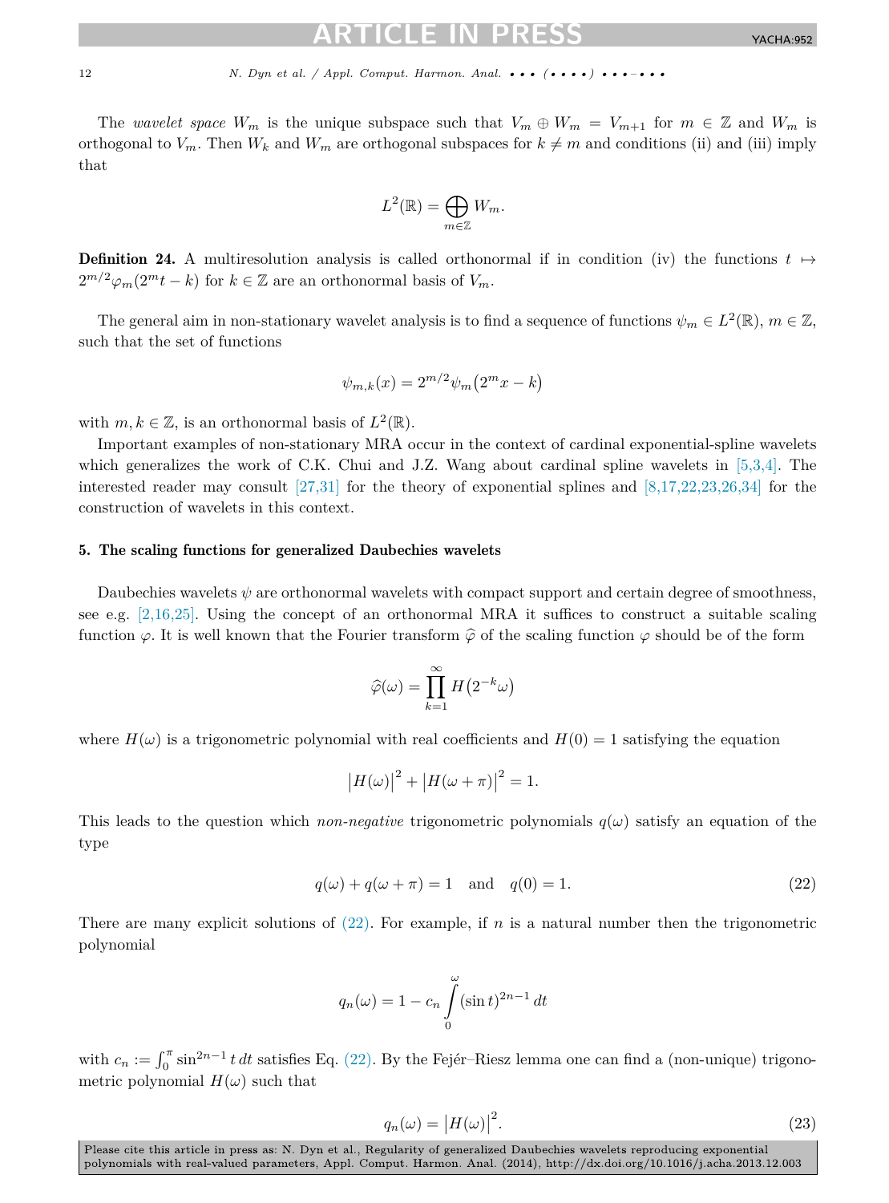The *wavelet space* $W_m$ is the unique subspace such that $V_m \oplus W_m = V_{m+1}$ for $m \in \mathbb{Z}$ and $W_m$ is orthogonal to $V_m$. Then $W_k$ and $W_m$ are orthogonal subspaces for $k \neq m$ and conditions (ii) and (iii) imply that

$$L^2(\mathbb{R}) = \bigoplus_{m \in \mathbb{Z}} W_m.$$

**Definition 24.** A multiresolution analysis is called orthonormal if in condition (iv) the functions $t \mapsto 2^{m/2}\varphi_m(2^m t - k)$ for $k \in \mathbb{Z}$ are an orthonormal basis of $V_m$.

The general aim in non-stationary wavelet analysis is to find a sequence of functions $\psi_m \in L^2(\mathbb{R})$, $m \in \mathbb{Z}$, such that the set of functions

$$\psi_{m,k}(x) = 2^{m/2}\psi_m\big(2^m x - k\big)$$

with $m, k \in \mathbb{Z}$, is an orthonormal basis of $L^2(\mathbb{R})$.

Important examples of non-stationary MRA occur in the context of cardinal exponential-spline wavelets which generalizes the work of C.K. Chui and J.Z. Wang about cardinal spline wavelets in [5,3,4]. The interested reader may consult [27,31] for the theory of exponential splines and [8,17,22,23,26,34] for the construction of wavelets in this context.

## 5. The scaling functions for generalized Daubechies wavelets

Daubechies wavelets $\psi$ are orthonormal wavelets with compact support and certain degree of smoothness, see e.g. [2,16,25]. Using the concept of an orthonormal MRA it suffices to construct a suitable scaling function $\varphi$. It is well known that the Fourier transform $\widehat{\varphi}$ of the scaling function $\varphi$ should be of the form

$$\widehat{\varphi}(\omega) = \prod_{k=1}^{\infty} H\big(2^{-k}\omega\big)$$

where $H(\omega)$ is a trigonometric polynomial with real coefficients and $H(0) = 1$ satisfying the equation

$$\big|H(\omega)\big|^2 + \big|H(\omega + \pi)\big|^2 = 1.$$

This leads to the question which *non-negative* trigonometric polynomials $q(\omega)$ satisfy an equation of the type

$$q(\omega) + q(\omega + \pi) = 1 \quad \text{and} \quad q(0) = 1. \tag{22}$$

There are many explicit solutions of (22). For example, if $n$ is a natural number then the trigonometric polynomial

$$q_n(\omega) = 1 - c_n \int_0^{\omega} (\sin t)^{2n-1}\, dt$$

with $c_n := \int_0^{\pi} \sin^{2n-1} t\, dt$ satisfies Eq. (22). By the Fejér–Riesz lemma one can find a (non-unique) trigonometric polynomial $H(\omega)$ such that

$$q_n(\omega) = \big|H(\omega)\big|^2. \tag{23}$$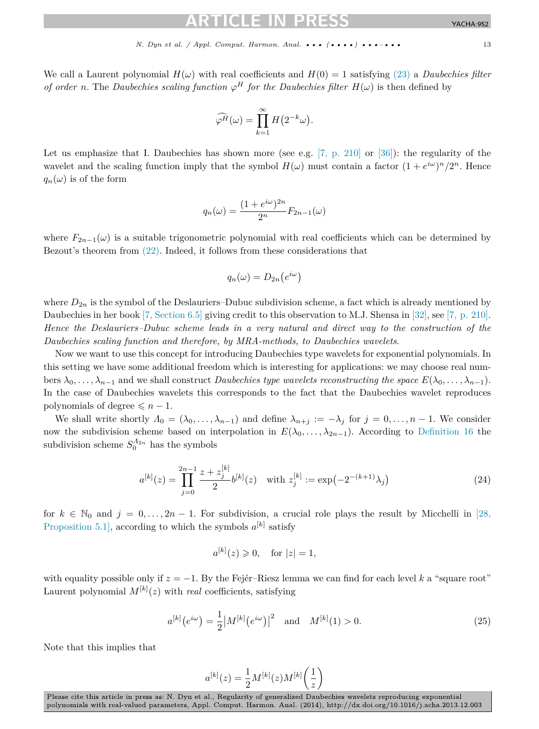We call a Laurent polynomial $H(\omega)$ with real coefficients and $H(0) = 1$ satisfying (23) a *Daubechies filter of order n*. The *Daubechies scaling function $\varphi^H$ for the Daubechies filter $H(\omega)$* is then defined by

$$\widehat{\varphi^H}(\omega) = \prod_{k=1}^{\infty} H\left(2^{-k}\omega\right).$$

Let us emphasize that I. Daubechies has shown more (see e.g. [7, p. 210] or [36]): the regularity of the wavelet and the scaling function imply that the symbol $H(\omega)$ must contain a factor $(1 + e^{i\omega})^n / 2^n$. Hence $q_n(\omega)$ is of the form

$$q_n(\omega) = \frac{(1 + e^{i\omega})^{2n}}{2^n} F_{2n-1}(\omega)$$

where $F_{2n-1}(\omega)$ is a suitable trigonometric polynomial with real coefficients which can be determined by Bezout's theorem from (22). Indeed, it follows from these considerations that

$$q_n(\omega) = D_{2n}\left(e^{i\omega}\right)$$

where $D_{2n}$ is the symbol of the Deslauriers–Dubuc subdivision scheme, a fact which is already mentioned by Daubechies in her book [7, Section 6.5] giving credit to this observation to M.J. Shensa in [32], see [7, p. 210]. *Hence the Deslauriers–Dubuc scheme leads in a very natural and direct way to the construction of the Daubechies scaling function and therefore, by MRA-methods, to Daubechies wavelets.*

Now we want to use this concept for introducing Daubechies type wavelets for exponential polynomials. In this setting we have some additional freedom which is interesting for applications: we may choose real numbers $\lambda_0, \ldots, \lambda_{n-1}$ and we shall construct *Daubechies type wavelets reconstructing the space $E(\lambda_0, \ldots, \lambda_{n-1})$*. In the case of Daubechies wavelets this corresponds to the fact that the Daubechies wavelet reproduces polynomials of degree $\leqslant n - 1$.

We shall write shortly $\Lambda_0 = (\lambda_0, \ldots, \lambda_{n-1})$ and define $\lambda_{n+j} := -\lambda_j$ for $j = 0, \ldots, n - 1$. We consider now the subdivision scheme based on interpolation in $E(\lambda_0, \ldots, \lambda_{2n-1})$. According to Definition 16 the subdivision scheme $S_0^{\Lambda_{2n}}$ has the symbols

$$a^{[k]}(z) = \prod_{j=0}^{2n-1} \frac{z + z_j^{[k]}}{2} b^{[k]}(z) \quad \text{with } z_j^{[k]} := \exp\left(-2^{-(k+1)}\lambda_j\right) \tag{24}$$

for $k \in \mathbb{N}_0$ and $j = 0, \ldots, 2n - 1$. For subdivision, a crucial role plays the result by Micchelli in [28, Proposition 5.1], according to which the symbols $a^{[k]}$ satisfy

$$a^{[k]}(z) \geqslant 0, \quad \text{for } |z| = 1,$$

with equality possible only if $z = -1$. By the Fejér–Riesz lemma we can find for each level $k$ a "square root" Laurent polynomial $M^{[k]}(z)$ with *real* coefficients, satisfying

$$a^{[k]}\left(e^{i\omega}\right) = \frac{1}{2}\left|M^{[k]}\left(e^{i\omega}\right)\right|^2 \quad \text{and} \quad M^{[k]}(1) > 0. \tag{25}$$

Note that this implies that

$$a^{[k]}(z) = \frac{1}{2} M^{[k]}(z) M^{[k]}\left(\frac{1}{z}\right)$$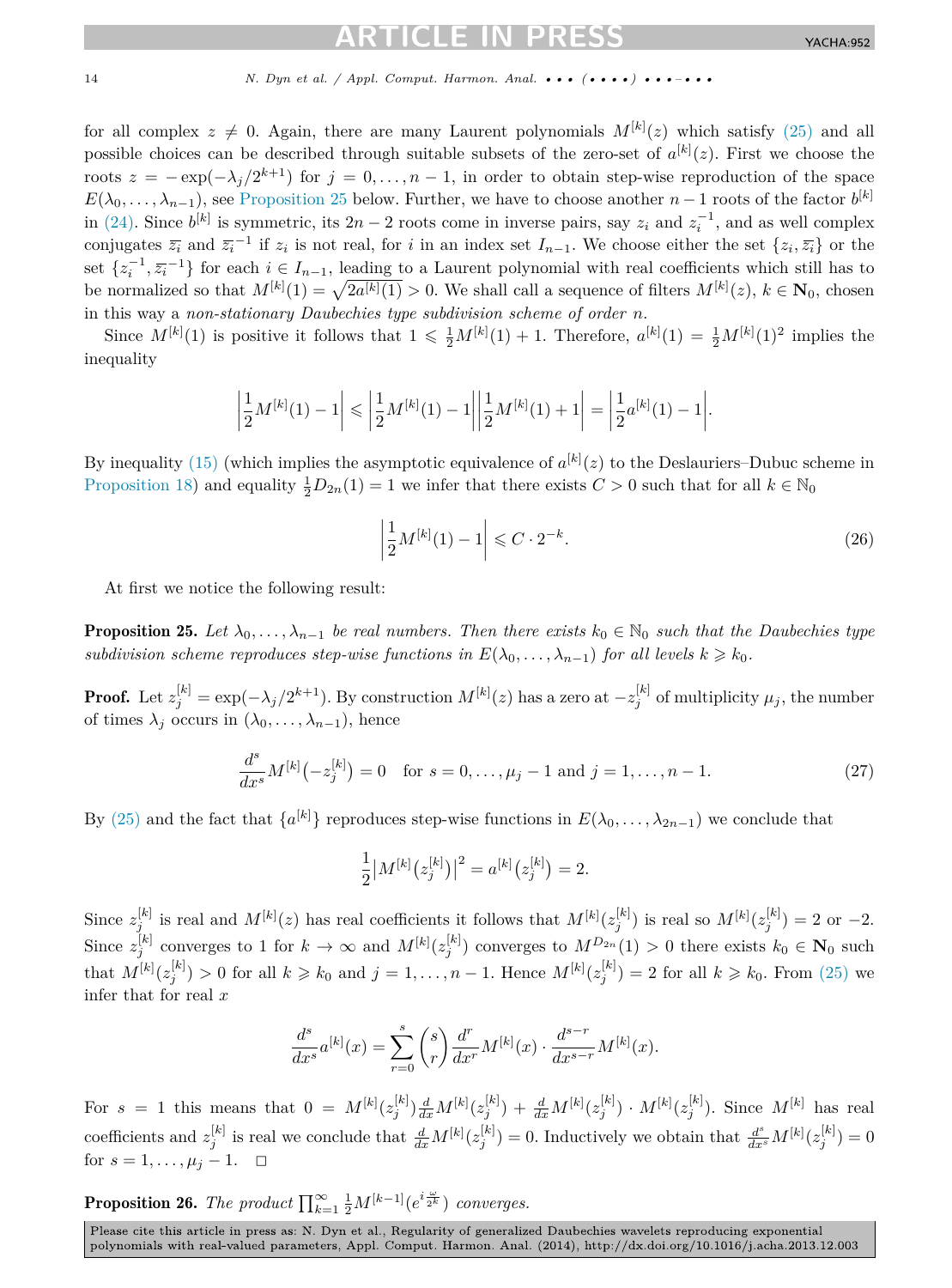for all complex $z \neq 0$. Again, there are many Laurent polynomials $M^{[k]}(z)$ which satisfy (25) and all possible choices can be described through suitable subsets of the zero-set of $a^{[k]}(z)$. First we choose the roots $z = -\exp(-\lambda_j/2^{k+1})$ for $j = 0, \ldots, n-1$, in order to obtain step-wise reproduction of the space $E(\lambda_0, \ldots, \lambda_{n-1})$, see Proposition 25 below. Further, we have to choose another $n-1$ roots of the factor $b^{[k]}$ in (24). Since $b^{[k]}$ is symmetric, its $2n-2$ roots come in inverse pairs, say $z_i$ and $z_i^{-1}$, and as well complex conjugates $\overline{z_i}$ and $\overline{z_i}^{-1}$ if $z_i$ is not real, for $i$ in an index set $I_{n-1}$. We choose either the set $\{z_i, \overline{z_i}\}$ or the set $\{z_i^{-1}, \overline{z_i}^{-1}\}$ for each $i \in I_{n-1}$, leading to a Laurent polynomial with real coefficients which still has to be normalized so that $M^{[k]}(1) = \sqrt{2a^{[k]}(1)} > 0$. We shall call a sequence of filters $M^{[k]}(z)$, $k \in \mathbf{N}_0$, chosen in this way a *non-stationary Daubechies type subdivision scheme of order n*.

Since $M^{[k]}(1)$ is positive it follows that $1 \leqslant \frac{1}{2}M^{[k]}(1) + 1$. Therefore, $a^{[k]}(1) = \frac{1}{2}M^{[k]}(1)^2$ implies the inequality

$$\left|\frac{1}{2}M^{[k]}(1) - 1\right| \leqslant \left|\frac{1}{2}M^{[k]}(1) - 1\right|\left|\frac{1}{2}M^{[k]}(1) + 1\right| = \left|\frac{1}{2}a^{[k]}(1) - 1\right|.$$

By inequality (15) (which implies the asymptotic equivalence of $a^{[k]}(z)$ to the Deslauriers–Dubuc scheme in Proposition 18) and equality $\frac{1}{2}D_{2n}(1) = 1$ we infer that there exists $C > 0$ such that for all $k \in \mathbb{N}_0$

$$\left|\frac{1}{2}M^{[k]}(1) - 1\right| \leqslant C \cdot 2^{-k}. \tag{26}$$

At first we notice the following result:

**Proposition 25.** *Let $\lambda_0, \ldots, \lambda_{n-1}$ be real numbers. Then there exists $k_0 \in \mathbb{N}_0$ such that the Daubechies type subdivision scheme reproduces step-wise functions in $E(\lambda_0, \ldots, \lambda_{n-1})$ for all levels $k \geqslant k_0$.*

**Proof.** Let $z_j^{[k]} = \exp(-\lambda_j/2^{k+1})$. By construction $M^{[k]}(z)$ has a zero at $-z_j^{[k]}$ of multiplicity $\mu_j$, the number of times $\lambda_j$ occurs in $(\lambda_0, \ldots, \lambda_{n-1})$, hence

$$\frac{d^s}{dx^s}M^{[k]}\big(-z_j^{[k]}\big) = 0 \quad \text{for } s = 0, \ldots, \mu_j - 1 \text{ and } j = 1, \ldots, n-1. \tag{27}$$

By (25) and the fact that $\{a^{[k]}\}$ reproduces step-wise functions in $E(\lambda_0, \ldots, \lambda_{2n-1})$ we conclude that

$$\frac{1}{2}\big|M^{[k]}\big(z_j^{[k]}\big)\big|^2 = a^{[k]}\big(z_j^{[k]}\big) = 2.$$

Since $z_j^{[k]}$ is real and $M^{[k]}(z)$ has real coefficients it follows that $M^{[k]}(z_j^{[k]})$ is real so $M^{[k]}(z_j^{[k]}) = 2$ or $-2$. Since $z_j^{[k]}$ converges to 1 for $k \to \infty$ and $M^{[k]}(z_j^{[k]})$ converges to $M^{D_{2n}}(1) > 0$ there exists $k_0 \in \mathbf{N}_0$ such that $M^{[k]}(z_j^{[k]}) > 0$ for all $k \geqslant k_0$ and $j = 1, \ldots, n-1$. Hence $M^{[k]}(z_j^{[k]}) = 2$ for all $k \geqslant k_0$. From (25) we infer that for real $x$

$$\frac{d^s}{dx^s}a^{[k]}(x) = \sum_{r=0}^{s}\binom{s}{r}\frac{d^r}{dx^r}M^{[k]}(x) \cdot \frac{d^{s-r}}{dx^{s-r}}M^{[k]}(x).$$

For $s = 1$ this means that $0 = M^{[k]}(z_j^{[k]})\frac{d}{dx}M^{[k]}(z_j^{[k]}) + \frac{d}{dx}M^{[k]}(z_j^{[k]}) \cdot M^{[k]}(z_j^{[k]})$. Since $M^{[k]}$ has real coefficients and $z_j^{[k]}$ is real we conclude that $\frac{d}{dx}M^{[k]}(z_j^{[k]}) = 0$. Inductively we obtain that $\frac{d^s}{dx^s}M^{[k]}(z_j^{[k]}) = 0$ for $s = 1, \ldots, \mu_j - 1$. $\square$

**Proposition 26.** *The product $\prod_{k=1}^{\infty}\frac{1}{2}M^{[k-1]}(e^{i\frac{\omega}{2^k}})$ converges.*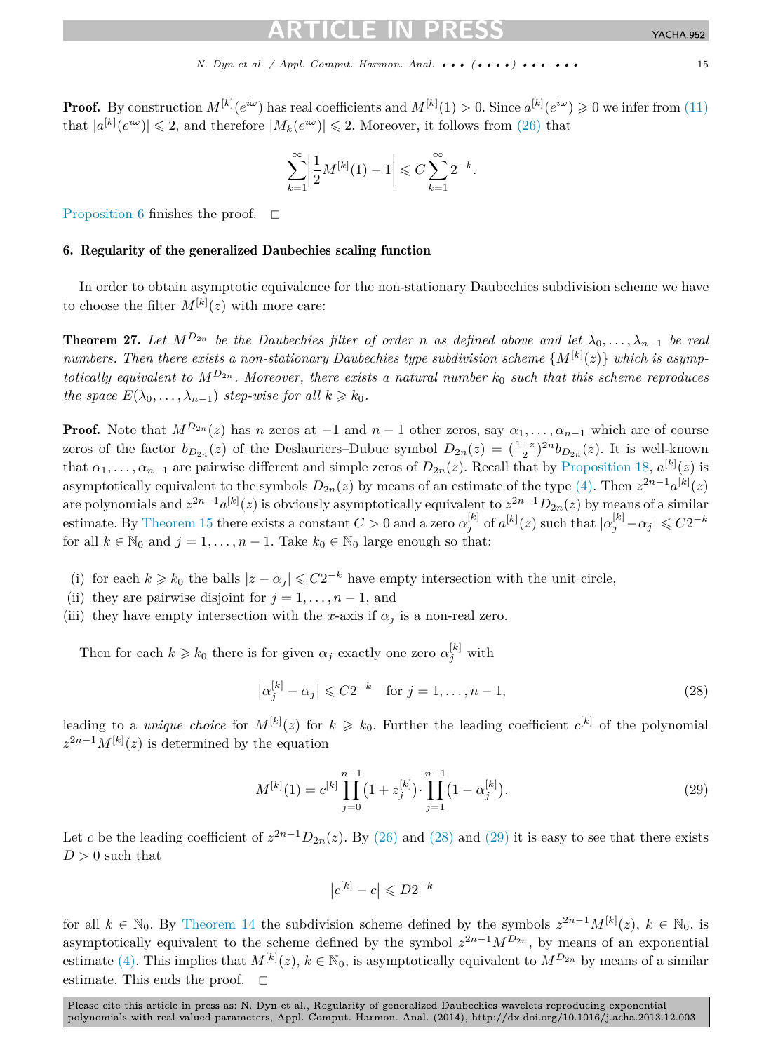**Proof.** By construction $M^{[k]}(e^{i\omega})$ has real coefficients and $M^{[k]}(1) > 0$. Since $a^{[k]}(e^{i\omega}) \geqslant 0$ we infer from (11) that $|a^{[k]}(e^{i\omega})| \leqslant 2$, and therefore $|M_k(e^{i\omega})| \leqslant 2$. Moreover, it follows from (26) that

$$\sum_{k=1}^{\infty} \left| \frac{1}{2} M^{[k]}(1) - 1 \right| \leqslant C \sum_{k=1}^{\infty} 2^{-k}.$$

Proposition 6 finishes the proof. □

## 6. Regularity of the generalized Daubechies scaling function

In order to obtain asymptotic equivalence for the non-stationary Daubechies subdivision scheme we have to choose the filter $M^{[k]}(z)$ with more care:

**Theorem 27.** *Let $M^{D_{2n}}$ be the Daubechies filter of order $n$ as defined above and let $\lambda_0, \ldots, \lambda_{n-1}$ be real numbers. Then there exists a non-stationary Daubechies type subdivision scheme $\{M^{[k]}(z)\}$ which is asymptotically equivalent to $M^{D_{2n}}$. Moreover, there exists a natural number $k_0$ such that this scheme reproduces the space $E(\lambda_0, \ldots, \lambda_{n-1})$ step-wise for all $k \geqslant k_0$.*

**Proof.** Note that $M^{D_{2n}}(z)$ has $n$ zeros at $-1$ and $n-1$ other zeros, say $\alpha_1, \ldots, \alpha_{n-1}$ which are of course zeros of the factor $b_{D_{2n}}(z)$ of the Deslauriers–Dubuc symbol $D_{2n}(z) = (\frac{1+z}{2})^{2n} b_{D_{2n}}(z)$. It is well-known that $\alpha_1, \ldots, \alpha_{n-1}$ are pairwise different and simple zeros of $D_{2n}(z)$. Recall that by Proposition 18, $a^{[k]}(z)$ is asymptotically equivalent to the symbols $D_{2n}(z)$ by means of an estimate of the type (4). Then $z^{2n-1}a^{[k]}(z)$ are polynomials and $z^{2n-1}a^{[k]}(z)$ is obviously asymptotically equivalent to $z^{2n-1}D_{2n}(z)$ by means of a similar estimate. By Theorem 15 there exists a constant $C > 0$ and a zero $\alpha_j^{[k]}$ of $a^{[k]}(z)$ such that $|\alpha_j^{[k]} - \alpha_j| \leqslant C2^{-k}$ for all $k \in \mathbb{N}_0$ and $j = 1, \ldots, n-1$. Take $k_0 \in \mathbb{N}_0$ large enough so that:

(i) for each $k \geqslant k_0$ the balls $|z - \alpha_j| \leqslant C2^{-k}$ have empty intersection with the unit circle,
(ii) they are pairwise disjoint for $j = 1, \ldots, n-1$, and
(iii) they have empty intersection with the $x$-axis if $\alpha_j$ is a non-real zero.

Then for each $k \geqslant k_0$ there is for given $\alpha_j$ exactly one zero $\alpha_j^{[k]}$ with

$$\left|\alpha_j^{[k]} - \alpha_j\right| \leqslant C2^{-k} \quad \text{for } j = 1, \ldots, n-1, \tag{28}$$

leading to a *unique choice* for $M^{[k]}(z)$ for $k \geqslant k_0$. Further the leading coefficient $c^{[k]}$ of the polynomial $z^{2n-1}M^{[k]}(z)$ is determined by the equation

$$M^{[k]}(1) = c^{[k]} \prod_{j=0}^{n-1} \left(1 + z_j^{[k]}\right) \cdot \prod_{j=1}^{n-1} \left(1 - \alpha_j^{[k]}\right). \tag{29}$$

Let $c$ be the leading coefficient of $z^{2n-1}D_{2n}(z)$. By (26) and (28) and (29) it is easy to see that there exists $D > 0$ such that

$$\left|c^{[k]} - c\right| \leqslant D2^{-k}$$

for all $k \in \mathbb{N}_0$. By Theorem 14 the subdivision scheme defined by the symbols $z^{2n-1}M^{[k]}(z)$, $k \in \mathbb{N}_0$, is asymptotically equivalent to the scheme defined by the symbol $z^{2n-1}M^{D_{2n}}$, by means of an exponential estimate (4). This implies that $M^{[k]}(z)$, $k \in \mathbb{N}_0$, is asymptotically equivalent to $M^{D_{2n}}$ by means of a similar estimate. This ends the proof. □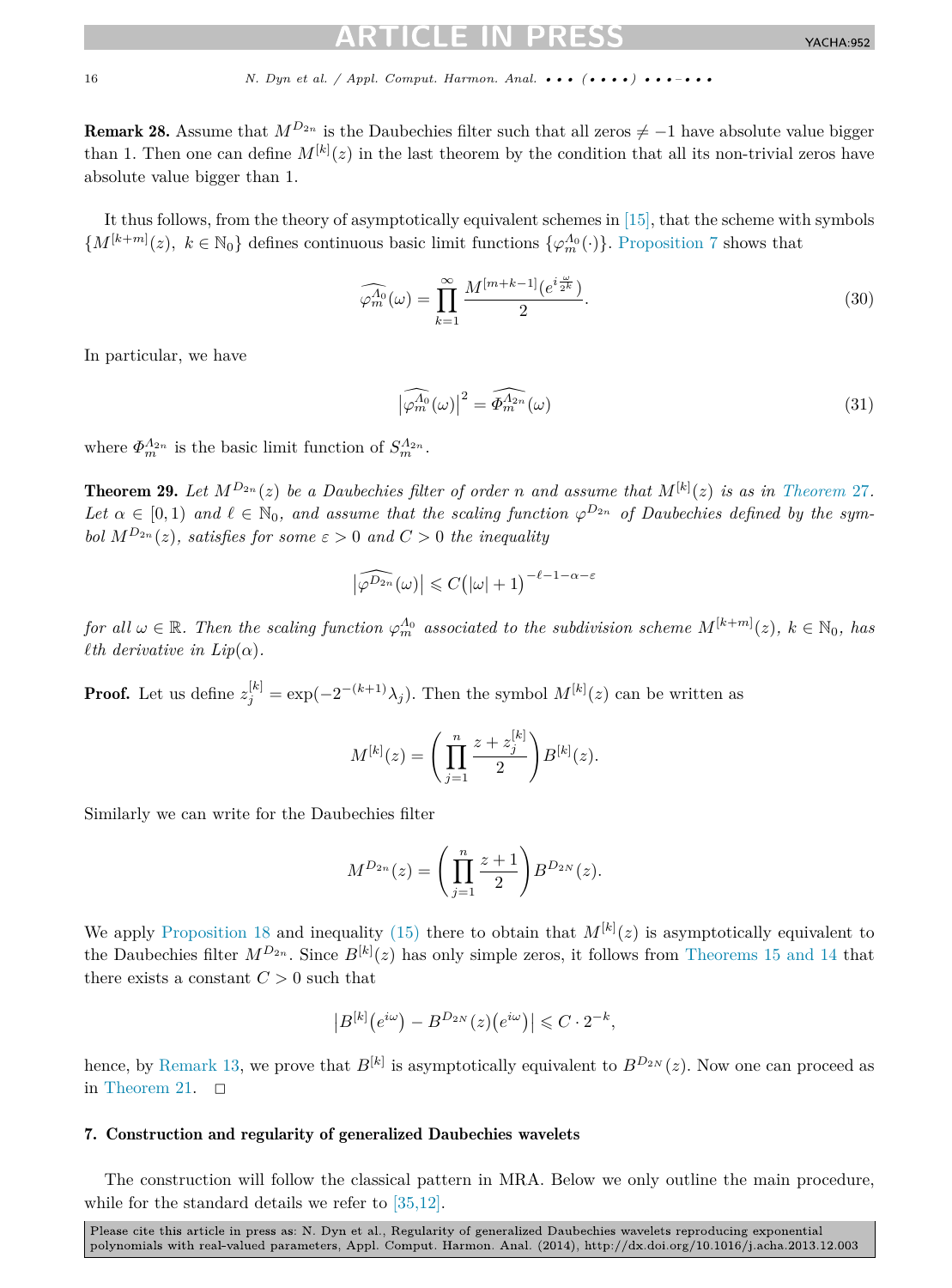**Remark 28.** Assume that $M^{D_{2n}}$ is the Daubechies filter such that all zeros $\neq -1$ have absolute value bigger than 1. Then one can define $M^{[k]}(z)$ in the last theorem by the condition that all its non-trivial zeros have absolute value bigger than 1.

It thus follows, from the theory of asymptotically equivalent schemes in [15], that the scheme with symbols $\{M^{[k+m]}(z),\ k \in \mathbb{N}_0\}$ defines continuous basic limit functions $\{\varphi_m^{\Lambda_0}(\cdot)\}$. Proposition 7 shows that

$$\widehat{\varphi_m^{\Lambda_0}}(\omega) = \prod_{k=1}^{\infty} \frac{M^{[m+k-1]}(e^{i\frac{\omega}{2^k}})}{2}. \tag{30}$$

In particular, we have

$$\left|\widehat{\varphi_m^{\Lambda_0}}(\omega)\right|^2 = \widehat{\Phi_m^{\Lambda_{2n}}}(\omega) \tag{31}$$

where $\Phi_m^{\Lambda_{2n}}$ is the basic limit function of $S_m^{\Lambda_{2n}}$.

**Theorem 29.** *Let $M^{D_{2n}}(z)$ be a Daubechies filter of order $n$ and assume that $M^{[k]}(z)$ is as in Theorem 27. Let $\alpha \in [0,1)$ and $\ell \in \mathbb{N}_0$, and assume that the scaling function $\varphi^{D_{2n}}$ of Daubechies defined by the symbol $M^{D_{2n}}(z)$, satisfies for some $\varepsilon > 0$ and $C > 0$ the inequality*

$$\left|\widehat{\varphi^{D_{2n}}}(\omega)\right| \leqslant C\big(|\omega| + 1\big)^{-\ell-1-\alpha-\varepsilon}$$

*for all $\omega \in \mathbb{R}$. Then the scaling function $\varphi_m^{\Lambda_0}$ associated to the subdivision scheme $M^{[k+m]}(z)$, $k \in \mathbb{N}_0$, has $\ell$th derivative in $Lip(\alpha)$.*

**Proof.** Let us define $z_j^{[k]} = \exp(-2^{-(k+1)}\lambda_j)$. Then the symbol $M^{[k]}(z)$ can be written as

$$M^{[k]}(z) = \left(\prod_{j=1}^{n} \frac{z + z_j^{[k]}}{2}\right) B^{[k]}(z).$$

Similarly we can write for the Daubechies filter

$$M^{D_{2n}}(z) = \left(\prod_{j=1}^{n} \frac{z+1}{2}\right) B^{D_{2N}}(z).$$

We apply Proposition 18 and inequality (15) there to obtain that $M^{[k]}(z)$ is asymptotically equivalent to the Daubechies filter $M^{D_{2n}}$. Since $B^{[k]}(z)$ has only simple zeros, it follows from Theorems 15 and 14 that there exists a constant $C > 0$ such that

$$\left|B^{[k]}\big(e^{i\omega}\big) - B^{D_{2N}}(z)\big(e^{i\omega}\big)\right| \leqslant C \cdot 2^{-k},$$

hence, by Remark 13, we prove that $B^{[k]}$ is asymptotically equivalent to $B^{D_{2N}}(z)$. Now one can proceed as in Theorem 21. $\square$

## 7. Construction and regularity of generalized Daubechies wavelets

The construction will follow the classical pattern in MRA. Below we only outline the main procedure, while for the standard details we refer to [35,12].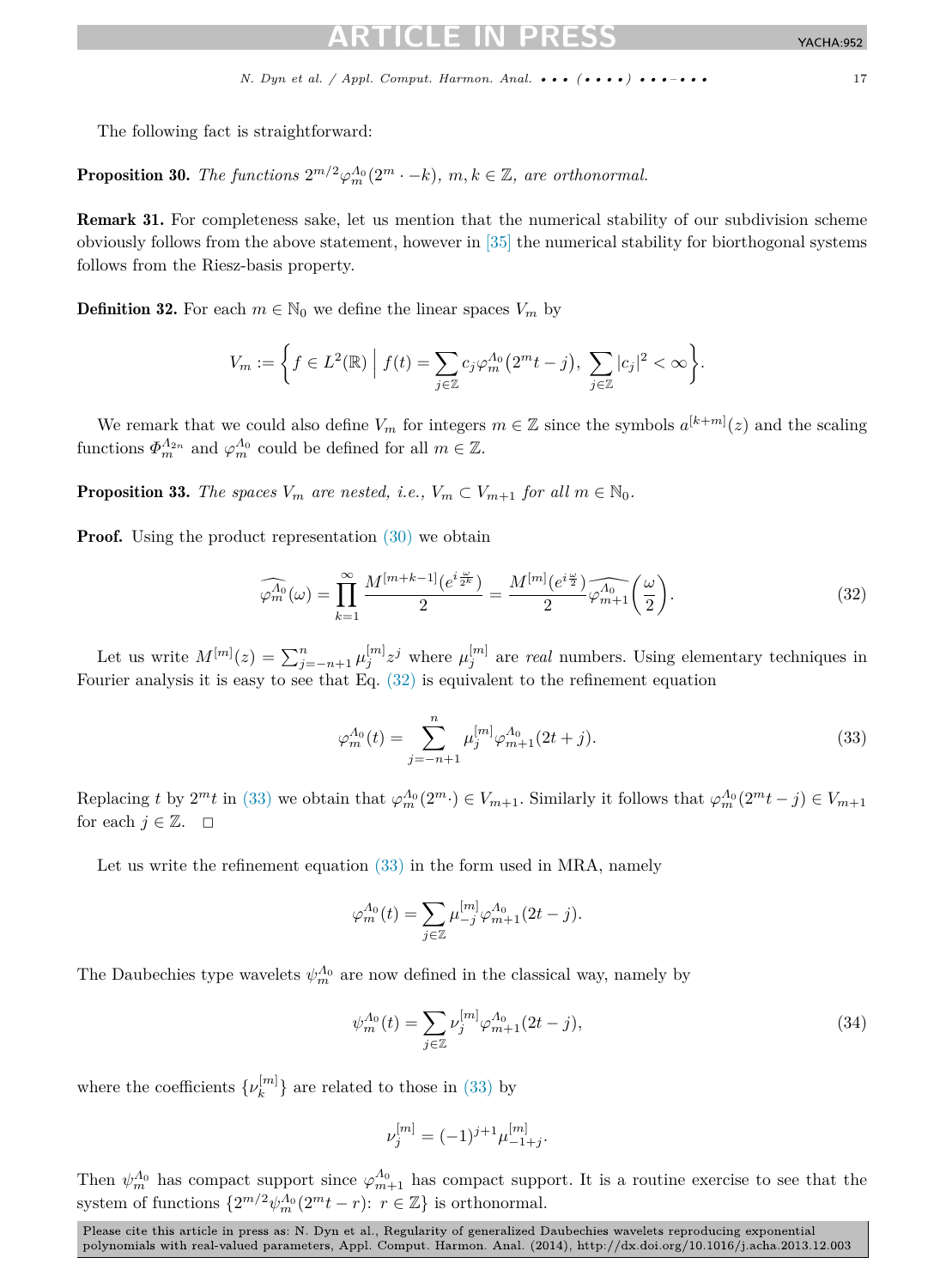The following fact is straightforward:

**Proposition 30.** *The functions $2^{m/2}\varphi_m^{\Lambda_0}(2^m \cdot -k)$, $m, k \in \mathbb{Z}$, are orthonormal.*

**Remark 31.** For completeness sake, let us mention that the numerical stability of our subdivision scheme obviously follows from the above statement, however in [35] the numerical stability for biorthogonal systems follows from the Riesz-basis property.

**Definition 32.** For each $m \in \mathbb{N}_0$ we define the linear spaces $V_m$ by

$$V_m := \left\{ f \in L^2(\mathbb{R}) \;\middle|\; f(t) = \sum_{j\in\mathbb{Z}} c_j \varphi_m^{\Lambda_0}\left(2^m t - j\right),\ \sum_{j\in\mathbb{Z}} |c_j|^2 < \infty \right\}.$$

We remark that we could also define $V_m$ for integers $m \in \mathbb{Z}$ since the symbols $a^{[k+m]}(z)$ and the scaling functions $\Phi_m^{\Lambda_{2n}}$ and $\varphi_m^{\Lambda_0}$ could be defined for all $m \in \mathbb{Z}$.

**Proposition 33.** *The spaces $V_m$ are nested, i.e., $V_m \subset V_{m+1}$ for all $m \in \mathbb{N}_0$.*

**Proof.** Using the product representation (30) we obtain

$$\widehat{\varphi_m^{\Lambda_0}}(\omega) = \prod_{k=1}^{\infty} \frac{M^{[m+k-1]}(e^{i\frac{\omega}{2^k}})}{2} = \frac{M^{[m]}(e^{i\frac{\omega}{2}})}{2} \widehat{\varphi_{m+1}^{\Lambda_0}}\left(\frac{\omega}{2}\right). \tag{32}$$

Let us write $M^{[m]}(z) = \sum_{j=-n+1}^{n} \mu_j^{[m]} z^j$ where $\mu_j^{[m]}$ are *real* numbers. Using elementary techniques in Fourier analysis it is easy to see that Eq. (32) is equivalent to the refinement equation

$$\varphi_m^{\Lambda_0}(t) = \sum_{j=-n+1}^{n} \mu_j^{[m]} \varphi_{m+1}^{\Lambda_0}(2t + j). \tag{33}$$

Replacing $t$ by $2^m t$ in (33) we obtain that $\varphi_m^{\Lambda_0}(2^m \cdot) \in V_{m+1}$. Similarly it follows that $\varphi_m^{\Lambda_0}(2^m t - j) \in V_{m+1}$ for each $j \in \mathbb{Z}$. $\square$

Let us write the refinement equation (33) in the form used in MRA, namely

$$\varphi_m^{\Lambda_0}(t) = \sum_{j\in\mathbb{Z}} \mu_{-j}^{[m]} \varphi_{m+1}^{\Lambda_0}(2t - j).$$

The Daubechies type wavelets $\psi_m^{\Lambda_0}$ are now defined in the classical way, namely by

$$\psi_m^{\Lambda_0}(t) = \sum_{j\in\mathbb{Z}} \nu_j^{[m]} \varphi_{m+1}^{\Lambda_0}(2t - j), \tag{34}$$

where the coefficients $\{\nu_k^{[m]}\}$ are related to those in (33) by

$$\nu_j^{[m]} = (-1)^{j+1} \mu_{-1+j}^{[m]}.$$

Then $\psi_m^{\Lambda_0}$ has compact support since $\varphi_{m+1}^{\Lambda_0}$ has compact support. It is a routine exercise to see that the system of functions $\{2^{m/2}\psi_m^{\Lambda_0}(2^m t - r)\colon r \in \mathbb{Z}\}$ is orthonormal.

Please cite this article in press as: N. Dyn et al., Regularity of generalized Daubechies wavelets reproducing exponential polynomials with real-valued parameters, Appl. Comput. Harmon. Anal. (2014), http://dx.doi.org/10.1016/j.acha.2013.12.003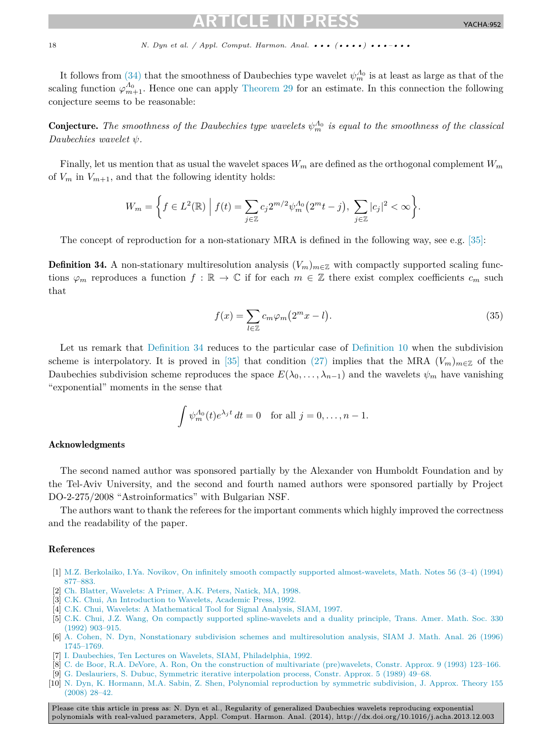It follows from (34) that the smoothness of Daubechies type wavelet $\psi_m^{\Lambda_0}$ is at least as large as that of the scaling function $\varphi_{m+1}^{\Lambda_0}$. Hence one can apply Theorem 29 for an estimate. In this connection the following conjecture seems to be reasonable:

**Conjecture.** *The smoothness of the Daubechies type wavelets $\psi_m^{\Lambda_0}$ is equal to the smoothness of the classical Daubechies wavelet $\psi$.*

Finally, let us mention that as usual the wavelet spaces $W_m$ are defined as the orthogonal complement $W_m$ of $V_m$ in $V_{m+1}$, and that the following identity holds:

$$W_m = \left\{ f \in L^2(\mathbb{R}) \;\middle|\; f(t) = \sum_{j\in\mathbb{Z}} c_j 2^{m/2} \psi_m^{\Lambda_0}\left(2^m t - j\right),\ \sum_{j\in\mathbb{Z}} |c_j|^2 < \infty \right\}.$$

The concept of reproduction for a non-stationary MRA is defined in the following way, see e.g. [35]:

**Definition 34.** A non-stationary multiresolution analysis $(V_m)_{m\in\mathbb{Z}}$ with compactly supported scaling functions $\varphi_m$ reproduces a function $f : \mathbb{R} \to \mathbb{C}$ if for each $m \in \mathbb{Z}$ there exist complex coefficients $c_m$ such that

$$f(x) = \sum_{l\in\mathbb{Z}} c_m \varphi_m\left(2^m x - l\right). \tag{35}$$

Let us remark that Definition 34 reduces to the particular case of Definition 10 when the subdivision scheme is interpolatory. It is proved in [35] that condition (27) implies that the MRA $(V_m)_{m\in\mathbb{Z}}$ of the Daubechies subdivision scheme reproduces the space $E(\lambda_0, \ldots, \lambda_{n-1})$ and the wavelets $\psi_m$ have vanishing "exponential" moments in the sense that

$$\int \psi_m^{\Lambda_0}(t) e^{\lambda_j t}\, dt = 0 \quad \text{for all } j = 0, \ldots, n-1.$$

## Acknowledgments

The second named author was sponsored partially by the Alexander von Humboldt Foundation and by the Tel-Aviv University, and the second and fourth named authors were sponsored partially by Project DO-2-275/2008 "Astroinformatics" with Bulgarian NSF.

The authors want to thank the referees for the important comments which highly improved the correctness and the readability of the paper.

## References

[1] M.Z. Berkolaiko, I.Ya. Novikov, On infinitely smooth compactly supported almost-wavelets, Math. Notes 56 (3–4) (1994) 877–883.

[2] Ch. Blatter, Wavelets: A Primer, A.K. Peters, Natick, MA, 1998.

[3] C.K. Chui, An Introduction to Wavelets, Academic Press, 1992.

[4] C.K. Chui, Wavelets: A Mathematical Tool for Signal Analysis, SIAM, 1997.

[5] C.K. Chui, J.Z. Wang, On compactly supported spline-wavelets and a duality principle, Trans. Amer. Math. Soc. 330 (1992) 903–915.

[6] A. Cohen, N. Dyn, Nonstationary subdivision schemes and multiresolution analysis, SIAM J. Math. Anal. 26 (1996) 1745–1769.

[7] I. Daubechies, Ten Lectures on Wavelets, SIAM, Philadelphia, 1992.

[8] C. de Boor, R.A. DeVore, A. Ron, On the construction of multivariate (pre)wavelets, Constr. Approx. 9 (1993) 123–166.

[9] G. Deslauriers, S. Dubuc, Symmetric iterative interpolation process, Constr. Approx. 5 (1989) 49–68.

[10] N. Dyn, K. Hormann, M.A. Sabin, Z. Shen, Polynomial reproduction by symmetric subdivision, J. Approx. Theory 155 (2008) 28–42.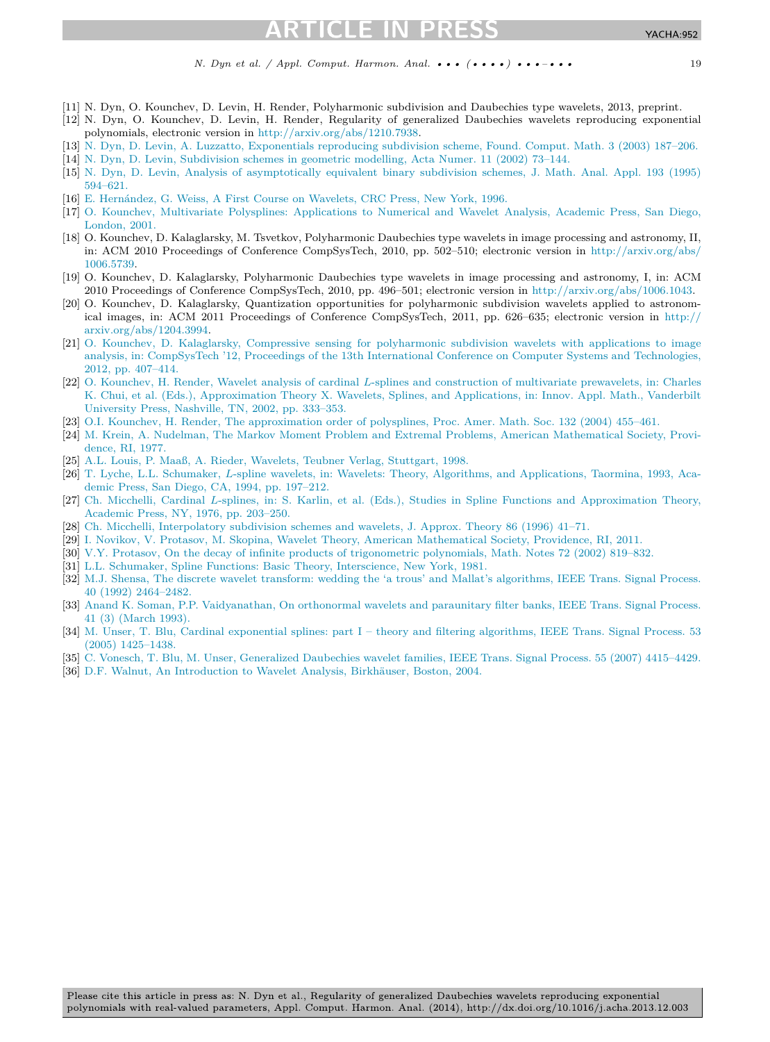[11] N. Dyn, O. Kounchev, D. Levin, H. Render, Polyharmonic subdivision and Daubechies type wavelets, 2013, preprint.

[12] N. Dyn, O. Kounchev, D. Levin, H. Render, Regularity of generalized Daubechies wavelets reproducing exponential polynomials, electronic version in http://arxiv.org/abs/1210.7938.

[13] N. Dyn, D. Levin, A. Luzzatto, Exponentials reproducing subdivision scheme, Found. Comput. Math. 3 (2003) 187–206.

[14] N. Dyn, D. Levin, Subdivision schemes in geometric modelling, Acta Numer. 11 (2002) 73–144.

[15] N. Dyn, D. Levin, Analysis of asymptotically equivalent binary subdivision schemes, J. Math. Anal. Appl. 193 (1995) 594–621.

[16] E. Hernández, G. Weiss, A First Course on Wavelets, CRC Press, New York, 1996.

[17] O. Kounchev, Multivariate Polysplines: Applications to Numerical and Wavelet Analysis, Academic Press, San Diego, London, 2001.

[18] O. Kounchev, D. Kalaglarsky, M. Tsvetkov, Polyharmonic Daubechies type wavelets in image processing and astronomy, II, in: ACM 2010 Proceedings of Conference CompSysTech, 2010, pp. 502–510; electronic version in http://arxiv.org/abs/1006.5739.

[19] O. Kounchev, D. Kalaglarsky, Polyharmonic Daubechies type wavelets in image processing and astronomy, I, in: ACM 2010 Proceedings of Conference CompSysTech, 2010, pp. 496–501; electronic version in http://arxiv.org/abs/1006.1043.

[20] O. Kounchev, D. Kalaglarsky, Quantization opportunities for polyharmonic subdivision wavelets applied to astronomical images, in: ACM 2011 Proceedings of Conference CompSysTech, 2011, pp. 626–635; electronic version in http://arxiv.org/abs/1204.3994.

[21] O. Kounchev, D. Kalaglarsky, Compressive sensing for polyharmonic subdivision wavelets with applications to image analysis, in: CompSysTech '12, Proceedings of the 13th International Conference on Computer Systems and Technologies, 2012, pp. 407–414.

[22] O. Kounchev, H. Render, Wavelet analysis of cardinal $L$-splines and construction of multivariate prewavelets, in: Charles K. Chui, et al. (Eds.), Approximation Theory X. Wavelets, Splines, and Applications, in: Innov. Appl. Math., Vanderbilt University Press, Nashville, TN, 2002, pp. 333–353.

[23] O.I. Kounchev, H. Render, The approximation order of polysplines, Proc. Amer. Math. Soc. 132 (2004) 455–461.

[24] M. Krein, A. Nudelman, The Markov Moment Problem and Extremal Problems, American Mathematical Society, Providence, RI, 1977.

[25] A.L. Louis, P. Maaß, A. Rieder, Wavelets, Teubner Verlag, Stuttgart, 1998.

[26] T. Lyche, L.L. Schumaker, $L$-spline wavelets, in: Wavelets: Theory, Algorithms, and Applications, Taormina, 1993, Academic Press, San Diego, CA, 1994, pp. 197–212.

[27] Ch. Micchelli, Cardinal $L$-splines, in: S. Karlin, et al. (Eds.), Studies in Spline Functions and Approximation Theory, Academic Press, NY, 1976, pp. 203–250.

[28] Ch. Micchelli, Interpolatory subdivision schemes and wavelets, J. Approx. Theory 86 (1996) 41–71.

[29] I. Novikov, V. Protasov, M. Skopina, Wavelet Theory, American Mathematical Society, Providence, RI, 2011.

[30] V.Y. Protasov, On the decay of infinite products of trigonometric polynomials, Math. Notes 72 (2002) 819–832.

[31] L.L. Schumaker, Spline Functions: Basic Theory, Interscience, New York, 1981.

[32] M.J. Shensa, The discrete wavelet transform: wedding the 'a trous' and Mallat's algorithms, IEEE Trans. Signal Process. 40 (1992) 2464–2482.

[33] Anand K. Soman, P.P. Vaidyanathan, On orthonormal wavelets and paraunitary filter banks, IEEE Trans. Signal Process. 41 (3) (March 1993).

[34] M. Unser, T. Blu, Cardinal exponential splines: part I – theory and filtering algorithms, IEEE Trans. Signal Process. 53 (2005) 1425–1438.

[35] C. Vonesch, T. Blu, M. Unser, Generalized Daubechies wavelet families, IEEE Trans. Signal Process. 55 (2007) 4415–4429.

[36] D.F. Walnut, An Introduction to Wavelet Analysis, Birkhäuser, Boston, 2004.